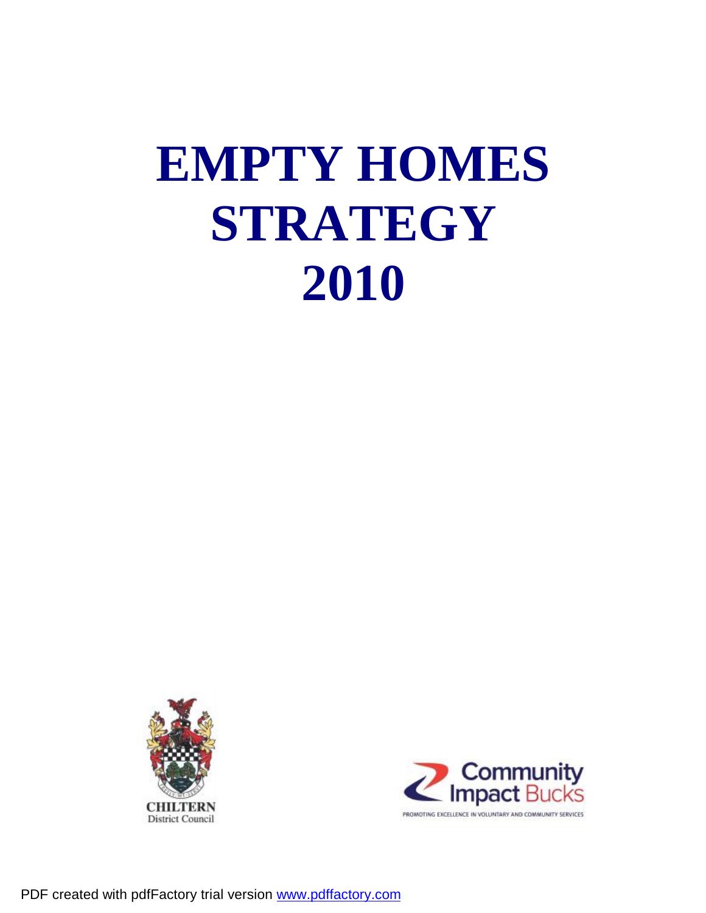# EMPTY HOMES STRATEGY 2010

CHILTERN
District Council

Community Impact Bucks

PROMOTING EXCELLENCE IN VOLUNTARY AND COMMUNITY SERVICES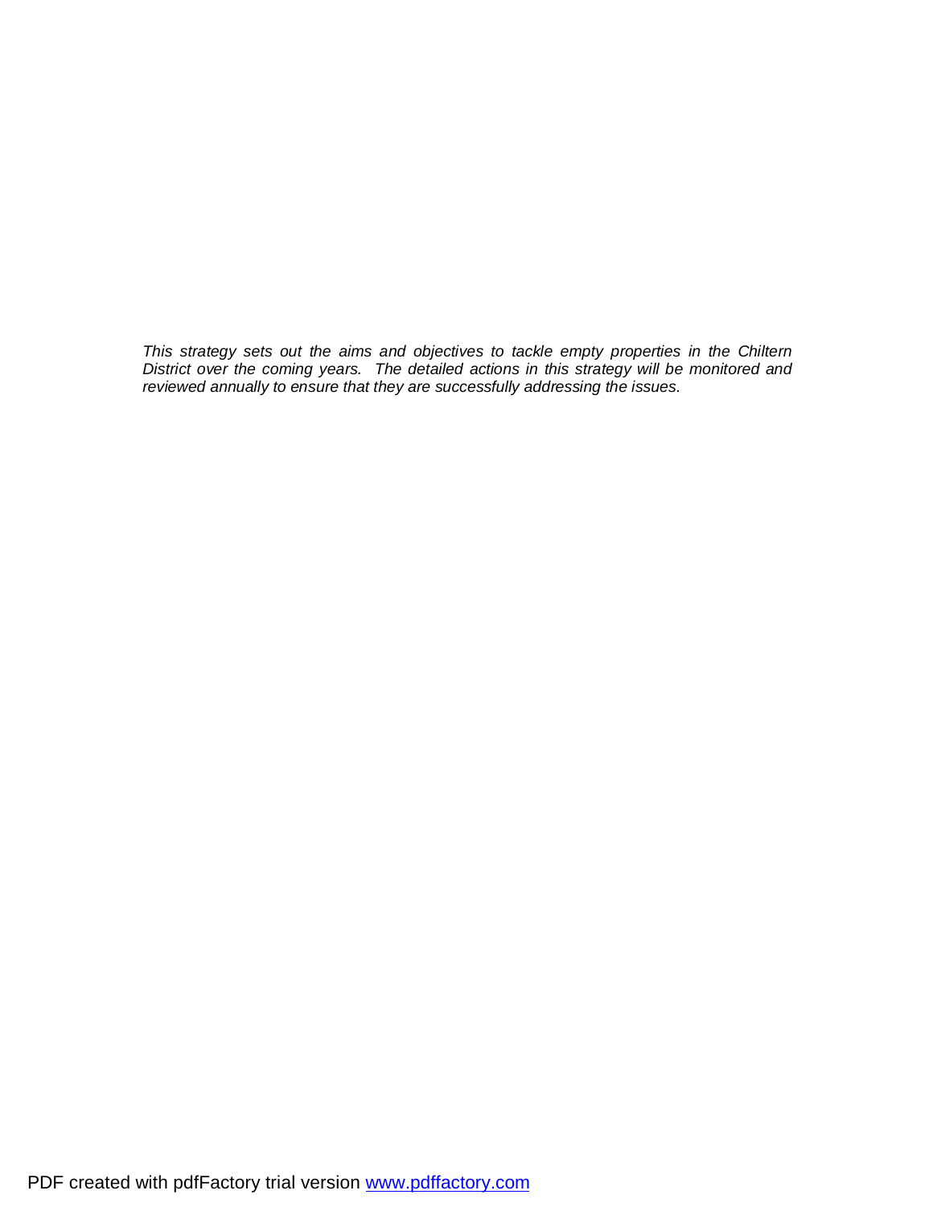*This strategy sets out the aims and objectives to tackle empty properties in the Chiltern District over the coming years. The detailed actions in this strategy will be monitored and reviewed annually to ensure that they are successfully addressing the issues.*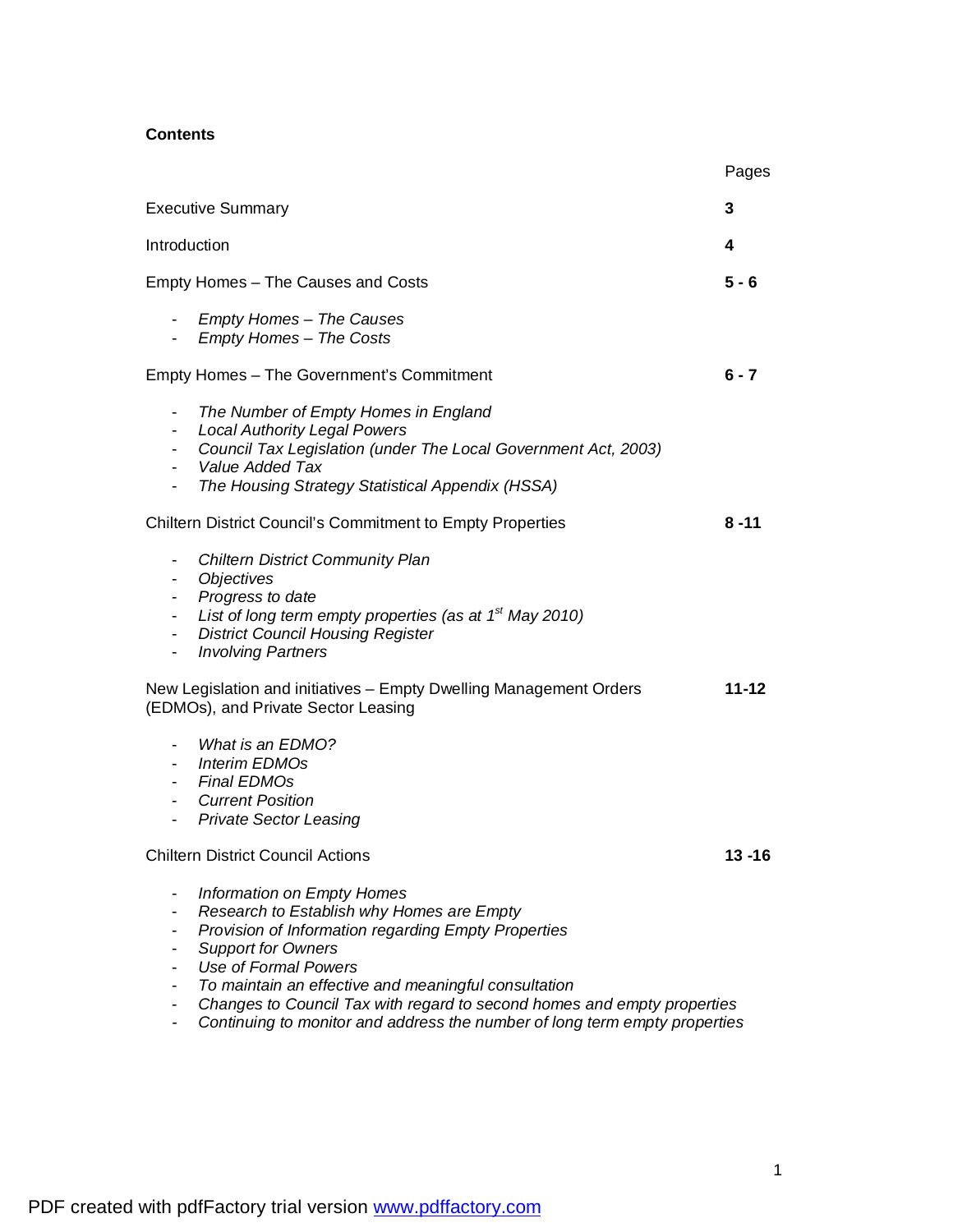**Contents**

| | Pages |
|---|---|
| Executive Summary | **3** |
| Introduction | **4** |
| Empty Homes – The Causes and Costs | **5 - 6** |
| - *Empty Homes – The Causes*<br>- *Empty Homes – The Costs* | |
| Empty Homes – The Government's Commitment | **6 - 7** |
| - *The Number of Empty Homes in England*<br>- *Local Authority Legal Powers*<br>- *Council Tax Legislation (under The Local Government Act, 2003)*<br>- *Value Added Tax*<br>- *The Housing Strategy Statistical Appendix (HSSA)* | |
| Chiltern District Council's Commitment to Empty Properties | **8 -11** |
| - *Chiltern District Community Plan*<br>- *Objectives*<br>- *Progress to date*<br>- *List of long term empty properties (as at 1st May 2010)*<br>- *District Council Housing Register*<br>- *Involving Partners* | |
| New Legislation and initiatives – Empty Dwelling Management Orders (EDMOs), and Private Sector Leasing | **11-12** |
| - *What is an EDMO?*<br>- *Interim EDMOs*<br>- *Final EDMOs*<br>- *Current Position*<br>- *Private Sector Leasing* | |
| Chiltern District Council Actions | **13 -16** |
| - *Information on Empty Homes*<br>- *Research to Establish why Homes are Empty*<br>- *Provision of Information regarding Empty Properties*<br>- *Support for Owners*<br>- *Use of Formal Powers*<br>- *To maintain an effective and meaningful consultation*<br>- *Changes to Council Tax with regard to second homes and empty properties*<br>- *Continuing to monitor and address the number of long term empty properties* | |

PDF created with pdfFactory trial version www.pdffactory.com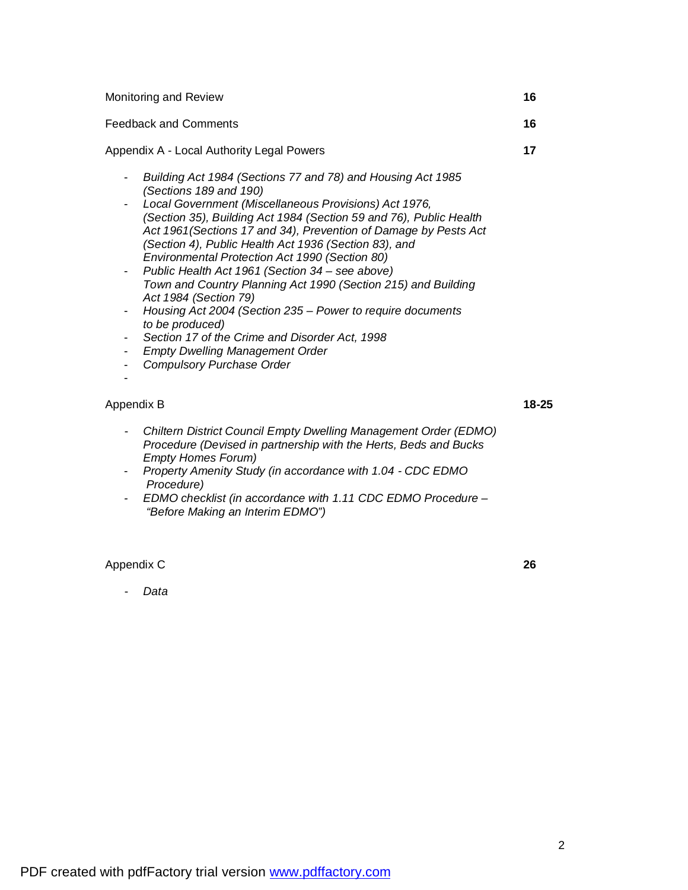| | |
|---|---|
| Monitoring and Review | **16** |
| Feedback and Comments | **16** |
| Appendix A - Local Authority Legal Powers | **17** |

- *Building Act 1984 (Sections 77 and 78) and Housing Act 1985 (Sections 189 and 190)*
- *Local Government (Miscellaneous Provisions) Act 1976, (Section 35), Building Act 1984 (Section 59 and 76), Public Health Act 1961(Sections 17 and 34), Prevention of Damage by Pests Act (Section 4), Public Health Act 1936 (Section 83), and Environmental Protection Act 1990 (Section 80)*
- *Public Health Act 1961 (Section 34 – see above) Town and Country Planning Act 1990 (Section 215) and Building Act 1984 (Section 79)*
- *Housing Act 2004 (Section 235 – Power to require documents to be produced)*
- *Section 17 of the Crime and Disorder Act, 1998*
- *Empty Dwelling Management Order*
- *Compulsory Purchase Order*
-

| | |
|---|---|
| Appendix B | **18-25** |

- *Chiltern District Council Empty Dwelling Management Order (EDMO) Procedure (Devised in partnership with the Herts, Beds and Bucks Empty Homes Forum)*
- *Property Amenity Study (in accordance with 1.04 - CDC EDMO Procedure)*
- *EDMO checklist (in accordance with 1.11 CDC EDMO Procedure – "Before Making an Interim EDMO")*

| | |
|---|---|
| Appendix C | **26** |

- *Data*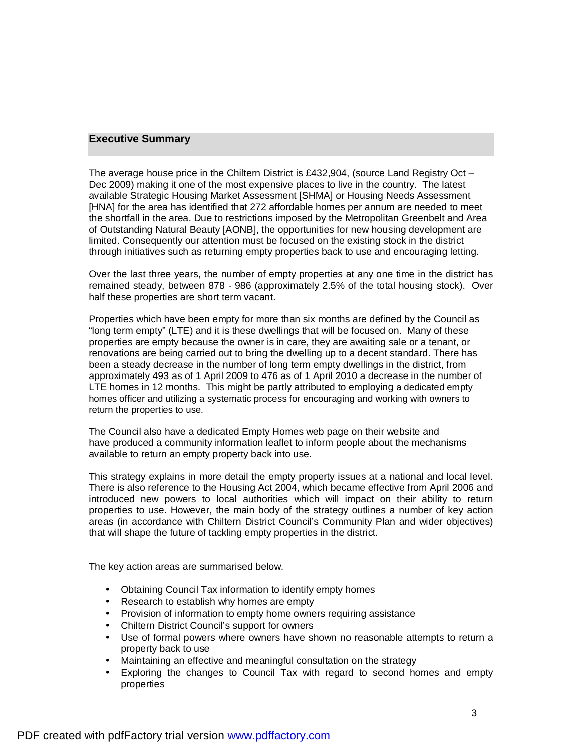## Executive Summary

The average house price in the Chiltern District is £432,904, (source Land Registry Oct – Dec 2009) making it one of the most expensive places to live in the country. The latest available Strategic Housing Market Assessment [SHMA] or Housing Needs Assessment [HNA] for the area has identified that 272 affordable homes per annum are needed to meet the shortfall in the area. Due to restrictions imposed by the Metropolitan Greenbelt and Area of Outstanding Natural Beauty [AONB], the opportunities for new housing development are limited. Consequently our attention must be focused on the existing stock in the district through initiatives such as returning empty properties back to use and encouraging letting.

Over the last three years, the number of empty properties at any one time in the district has remained steady, between 878 - 986 (approximately 2.5% of the total housing stock). Over half these properties are short term vacant.

Properties which have been empty for more than six months are defined by the Council as "long term empty" (LTE) and it is these dwellings that will be focused on. Many of these properties are empty because the owner is in care, they are awaiting sale or a tenant, or renovations are being carried out to bring the dwelling up to a decent standard. There has been a steady decrease in the number of long term empty dwellings in the district, from approximately 493 as of 1 April 2009 to 476 as of 1 April 2010 a decrease in the number of LTE homes in 12 months. This might be partly attributed to employing a dedicated empty homes officer and utilizing a systematic process for encouraging and working with owners to return the properties to use.

The Council also have a dedicated Empty Homes web page on their website and have produced a community information leaflet to inform people about the mechanisms available to return an empty property back into use.

This strategy explains in more detail the empty property issues at a national and local level. There is also reference to the Housing Act 2004, which became effective from April 2006 and introduced new powers to local authorities which will impact on their ability to return properties to use. However, the main body of the strategy outlines a number of key action areas (in accordance with Chiltern District Council's Community Plan and wider objectives) that will shape the future of tackling empty properties in the district.

The key action areas are summarised below.

- Obtaining Council Tax information to identify empty homes
- Research to establish why homes are empty
- Provision of information to empty home owners requiring assistance
- Chiltern District Council's support for owners
- Use of formal powers where owners have shown no reasonable attempts to return a property back to use
- Maintaining an effective and meaningful consultation on the strategy
- Exploring the changes to Council Tax with regard to second homes and empty properties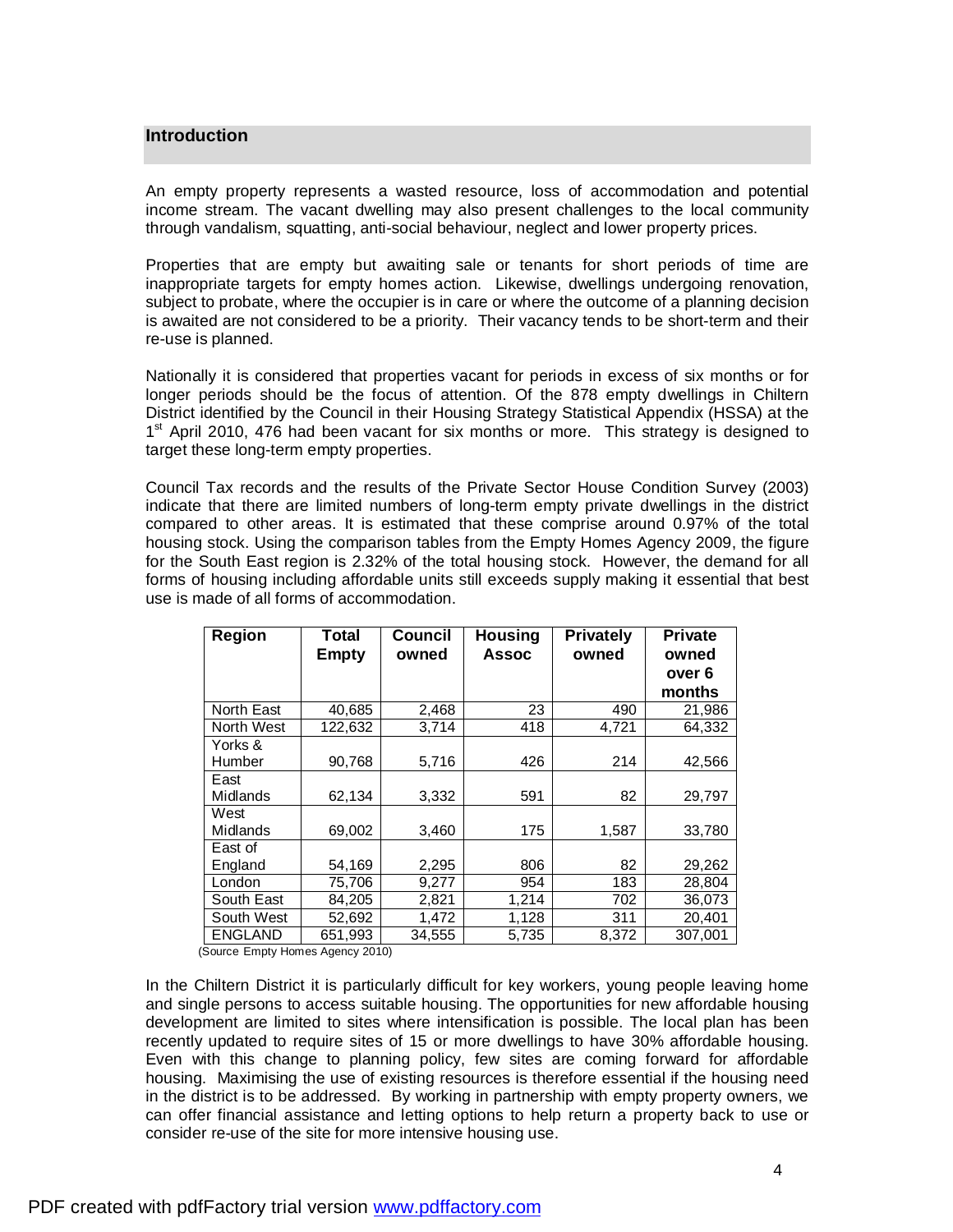## Introduction

An empty property represents a wasted resource, loss of accommodation and potential income stream. The vacant dwelling may also present challenges to the local community through vandalism, squatting, anti-social behaviour, neglect and lower property prices.

Properties that are empty but awaiting sale or tenants for short periods of time are inappropriate targets for empty homes action. Likewise, dwellings undergoing renovation, subject to probate, where the occupier is in care or where the outcome of a planning decision is awaited are not considered to be a priority. Their vacancy tends to be short-term and their re-use is planned.

Nationally it is considered that properties vacant for periods in excess of six months or for longer periods should be the focus of attention. Of the 878 empty dwellings in Chiltern District identified by the Council in their Housing Strategy Statistical Appendix (HSSA) at the 1st April 2010, 476 had been vacant for six months or more. This strategy is designed to target these long-term empty properties.

Council Tax records and the results of the Private Sector House Condition Survey (2003) indicate that there are limited numbers of long-term empty private dwellings in the district compared to other areas. It is estimated that these comprise around 0.97% of the total housing stock. Using the comparison tables from the Empty Homes Agency 2009, the figure for the South East region is 2.32% of the total housing stock. However, the demand for all forms of housing including affordable units still exceeds supply making it essential that best use is made of all forms of accommodation.

| Region | Total Empty | Council owned | Housing Assoc | Privately owned | Private owned over 6 months |
|---|---|---|---|---|---|
| North East | 40,685 | 2,468 | 23 | 490 | 21,986 |
| North West | 122,632 | 3,714 | 418 | 4,721 | 64,332 |
| Yorks & Humber | 90,768 | 5,716 | 426 | 214 | 42,566 |
| East Midlands | 62,134 | 3,332 | 591 | 82 | 29,797 |
| West Midlands | 69,002 | 3,460 | 175 | 1,587 | 33,780 |
| East of England | 54,169 | 2,295 | 806 | 82 | 29,262 |
| London | 75,706 | 9,277 | 954 | 183 | 28,804 |
| South East | 84,205 | 2,821 | 1,214 | 702 | 36,073 |
| South West | 52,692 | 1,472 | 1,128 | 311 | 20,401 |
| ENGLAND | 651,993 | 34,555 | 5,735 | 8,372 | 307,001 |

(Source Empty Homes Agency 2010)

In the Chiltern District it is particularly difficult for key workers, young people leaving home and single persons to access suitable housing. The opportunities for new affordable housing development are limited to sites where intensification is possible. The local plan has been recently updated to require sites of 15 or more dwellings to have 30% affordable housing. Even with this change to planning policy, few sites are coming forward for affordable housing. Maximising the use of existing resources is therefore essential if the housing need in the district is to be addressed. By working in partnership with empty property owners, we can offer financial assistance and letting options to help return a property back to use or consider re-use of the site for more intensive housing use.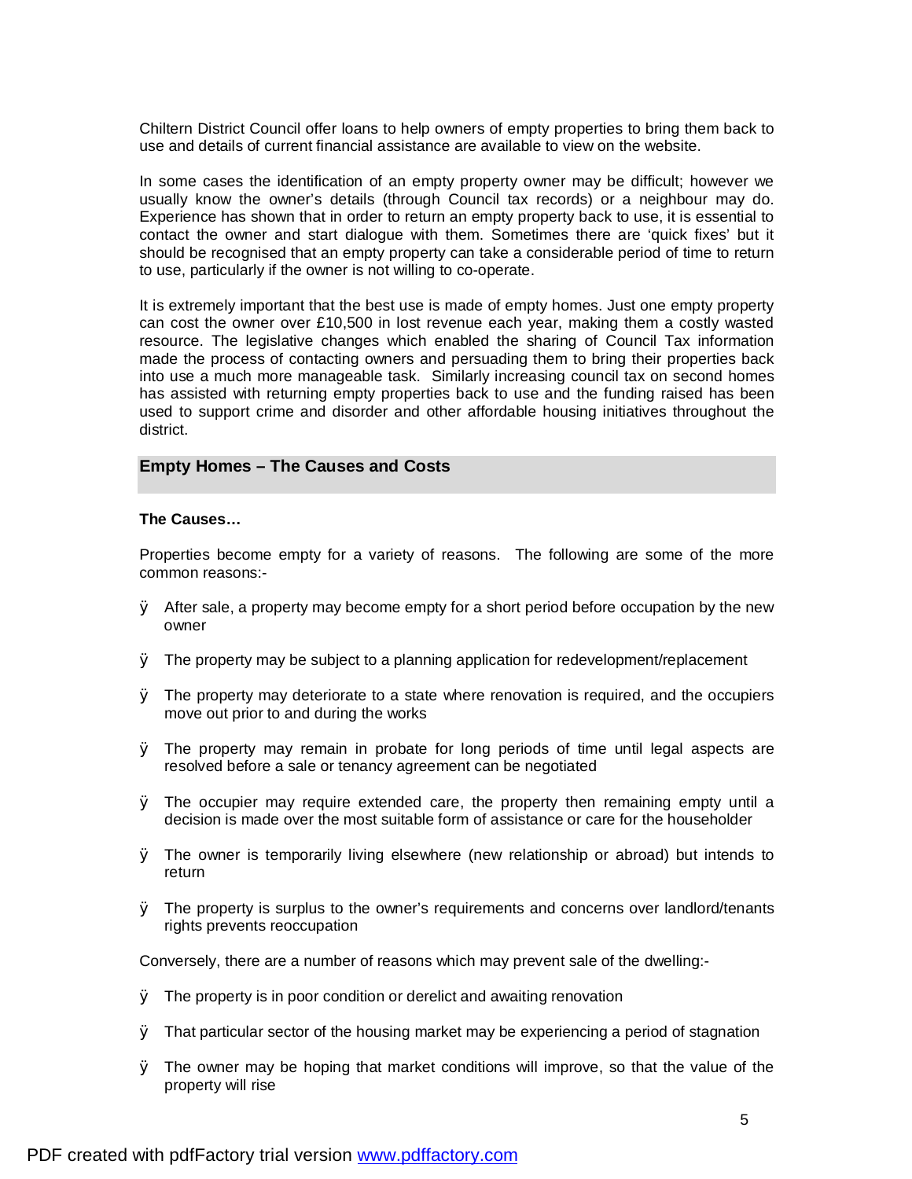Chiltern District Council offer loans to help owners of empty properties to bring them back to use and details of current financial assistance are available to view on the website.

In some cases the identification of an empty property owner may be difficult; however we usually know the owner's details (through Council tax records) or a neighbour may do. Experience has shown that in order to return an empty property back to use, it is essential to contact the owner and start dialogue with them. Sometimes there are 'quick fixes' but it should be recognised that an empty property can take a considerable period of time to return to use, particularly if the owner is not willing to co-operate.

It is extremely important that the best use is made of empty homes. Just one empty property can cost the owner over £10,500 in lost revenue each year, making them a costly wasted resource. The legislative changes which enabled the sharing of Council Tax information made the process of contacting owners and persuading them to bring their properties back into use a much more manageable task. Similarly increasing council tax on second homes has assisted with returning empty properties back to use and the funding raised has been used to support crime and disorder and other affordable housing initiatives throughout the district.

## Empty Homes – The Causes and Costs

**The Causes…**

Properties become empty for a variety of reasons. The following are some of the more common reasons:-

- After sale, a property may become empty for a short period before occupation by the new owner
- The property may be subject to a planning application for redevelopment/replacement
- The property may deteriorate to a state where renovation is required, and the occupiers move out prior to and during the works
- The property may remain in probate for long periods of time until legal aspects are resolved before a sale or tenancy agreement can be negotiated
- The occupier may require extended care, the property then remaining empty until a decision is made over the most suitable form of assistance or care for the householder
- The owner is temporarily living elsewhere (new relationship or abroad) but intends to return
- The property is surplus to the owner's requirements and concerns over landlord/tenants rights prevents reoccupation

Conversely, there are a number of reasons which may prevent sale of the dwelling:-

- The property is in poor condition or derelict and awaiting renovation
- That particular sector of the housing market may be experiencing a period of stagnation
- The owner may be hoping that market conditions will improve, so that the value of the property will rise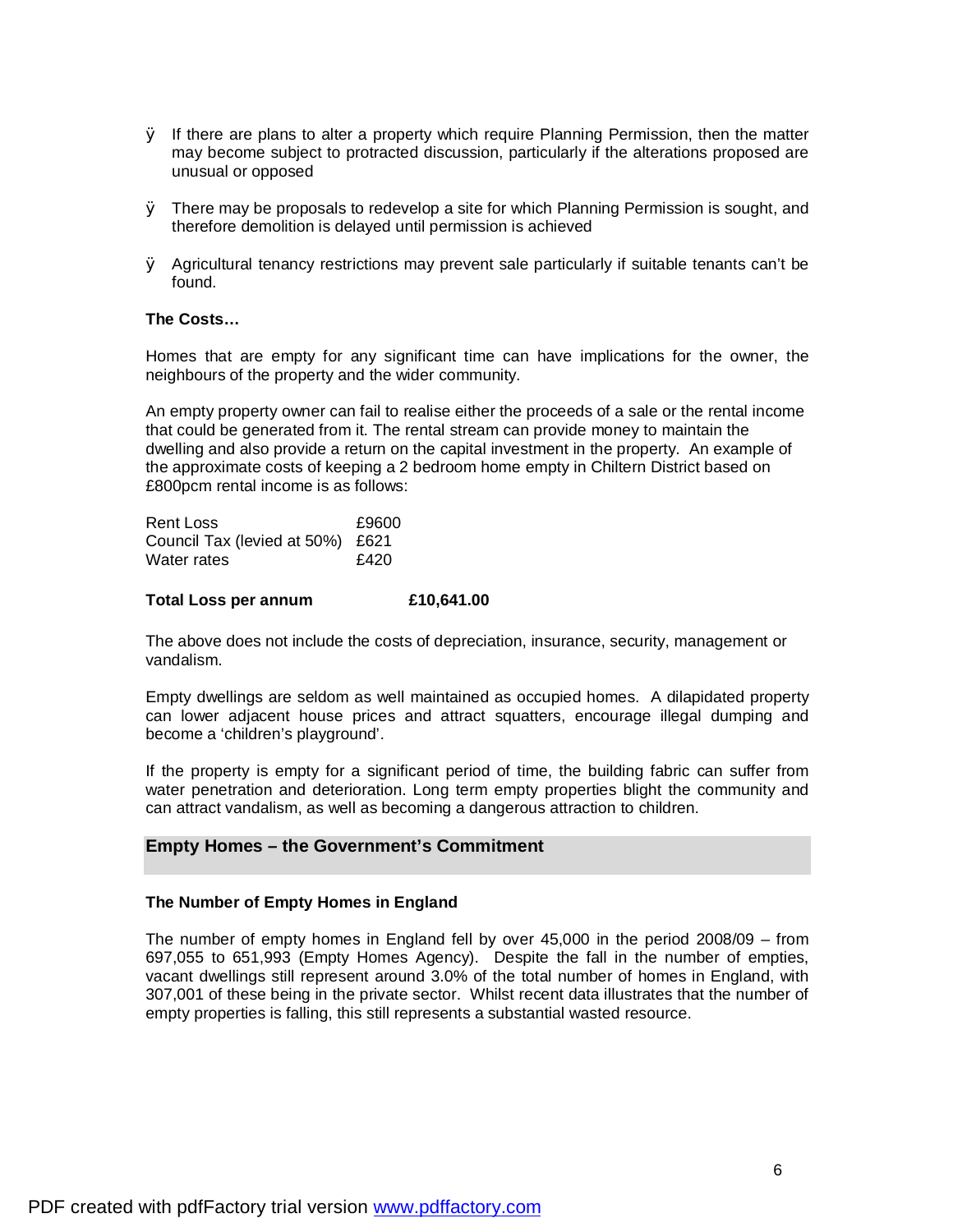- If there are plans to alter a property which require Planning Permission, then the matter may become subject to protracted discussion, particularly if the alterations proposed are unusual or opposed

- There may be proposals to redevelop a site for which Planning Permission is sought, and therefore demolition is delayed until permission is achieved

- Agricultural tenancy restrictions may prevent sale particularly if suitable tenants can't be found.

**The Costs…**

Homes that are empty for any significant time can have implications for the owner, the neighbours of the property and the wider community.

An empty property owner can fail to realise either the proceeds of a sale or the rental income that could be generated from it. The rental stream can provide money to maintain the dwelling and also provide a return on the capital investment in the property. An example of the approximate costs of keeping a 2 bedroom home empty in Chiltern District based on £800pcm rental income is as follows:

| | |
|---|---|
| Rent Loss | £9600 |
| Council Tax (levied at 50%) | £621 |
| Water rates | £420 |
| **Total Loss per annum** | **£10,641.00** |

The above does not include the costs of depreciation, insurance, security, management or vandalism.

Empty dwellings are seldom as well maintained as occupied homes. A dilapidated property can lower adjacent house prices and attract squatters, encourage illegal dumping and become a 'children's playground'.

If the property is empty for a significant period of time, the building fabric can suffer from water penetration and deterioration. Long term empty properties blight the community and can attract vandalism, as well as becoming a dangerous attraction to children.

## Empty Homes – the Government's Commitment

### The Number of Empty Homes in England

The number of empty homes in England fell by over 45,000 in the period 2008/09 – from 697,055 to 651,993 (Empty Homes Agency). Despite the fall in the number of empties, vacant dwellings still represent around 3.0% of the total number of homes in England, with 307,001 of these being in the private sector. Whilst recent data illustrates that the number of empty properties is falling, this still represents a substantial wasted resource.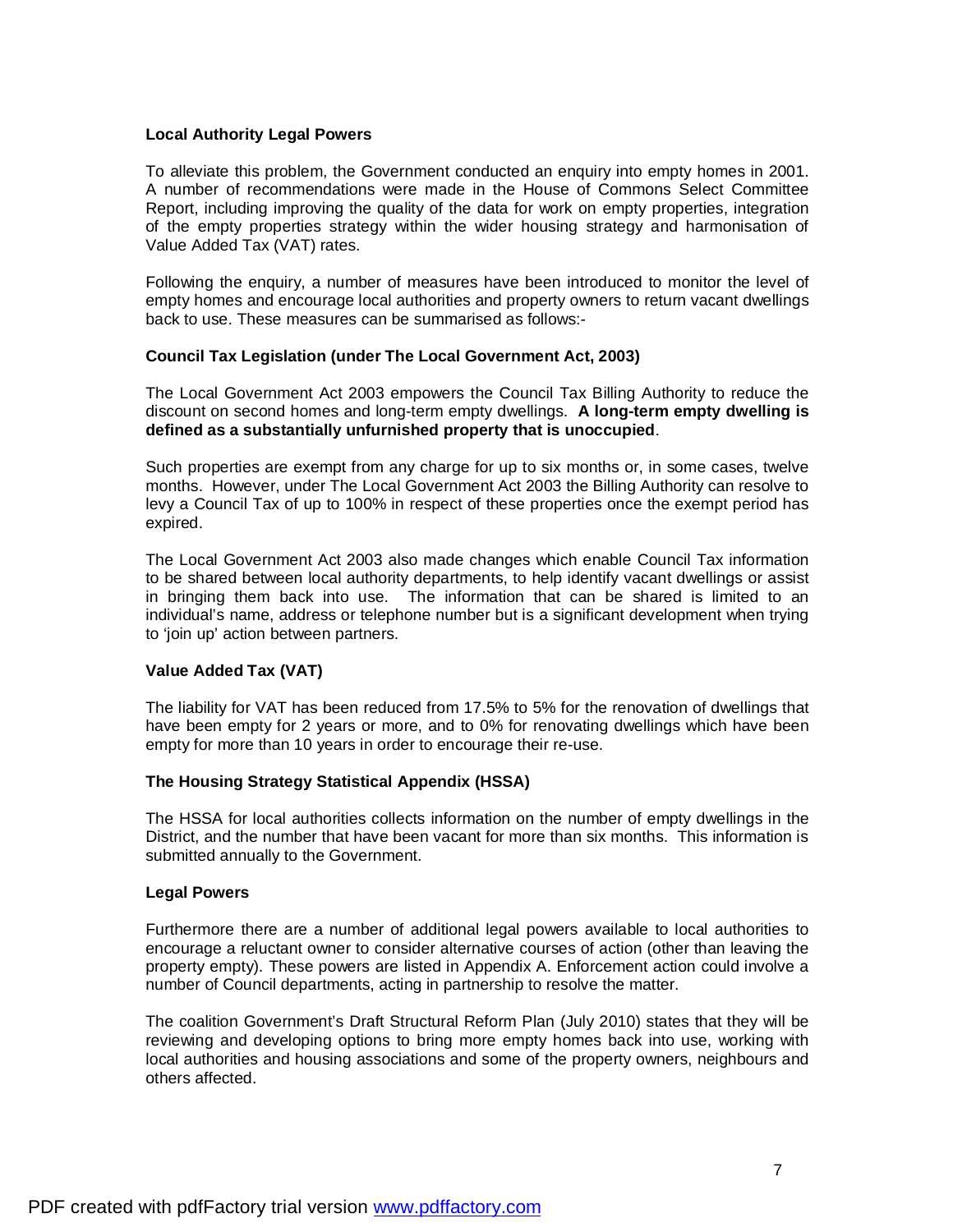### Local Authority Legal Powers

To alleviate this problem, the Government conducted an enquiry into empty homes in 2001. A number of recommendations were made in the House of Commons Select Committee Report, including improving the quality of the data for work on empty properties, integration of the empty properties strategy within the wider housing strategy and harmonisation of Value Added Tax (VAT) rates.

Following the enquiry, a number of measures have been introduced to monitor the level of empty homes and encourage local authorities and property owners to return vacant dwellings back to use. These measures can be summarised as follows:-

### Council Tax Legislation (under The Local Government Act, 2003)

The Local Government Act 2003 empowers the Council Tax Billing Authority to reduce the discount on second homes and long-term empty dwellings. **A long-term empty dwelling is defined as a substantially unfurnished property that is unoccupied**.

Such properties are exempt from any charge for up to six months or, in some cases, twelve months. However, under The Local Government Act 2003 the Billing Authority can resolve to levy a Council Tax of up to 100% in respect of these properties once the exempt period has expired.

The Local Government Act 2003 also made changes which enable Council Tax information to be shared between local authority departments, to help identify vacant dwellings or assist in bringing them back into use. The information that can be shared is limited to an individual's name, address or telephone number but is a significant development when trying to 'join up' action between partners.

### Value Added Tax (VAT)

The liability for VAT has been reduced from 17.5% to 5% for the renovation of dwellings that have been empty for 2 years or more, and to 0% for renovating dwellings which have been empty for more than 10 years in order to encourage their re-use.

### The Housing Strategy Statistical Appendix (HSSA)

The HSSA for local authorities collects information on the number of empty dwellings in the District, and the number that have been vacant for more than six months. This information is submitted annually to the Government.

### Legal Powers

Furthermore there are a number of additional legal powers available to local authorities to encourage a reluctant owner to consider alternative courses of action (other than leaving the property empty). These powers are listed in Appendix A. Enforcement action could involve a number of Council departments, acting in partnership to resolve the matter.

The coalition Government's Draft Structural Reform Plan (July 2010) states that they will be reviewing and developing options to bring more empty homes back into use, working with local authorities and housing associations and some of the property owners, neighbours and others affected.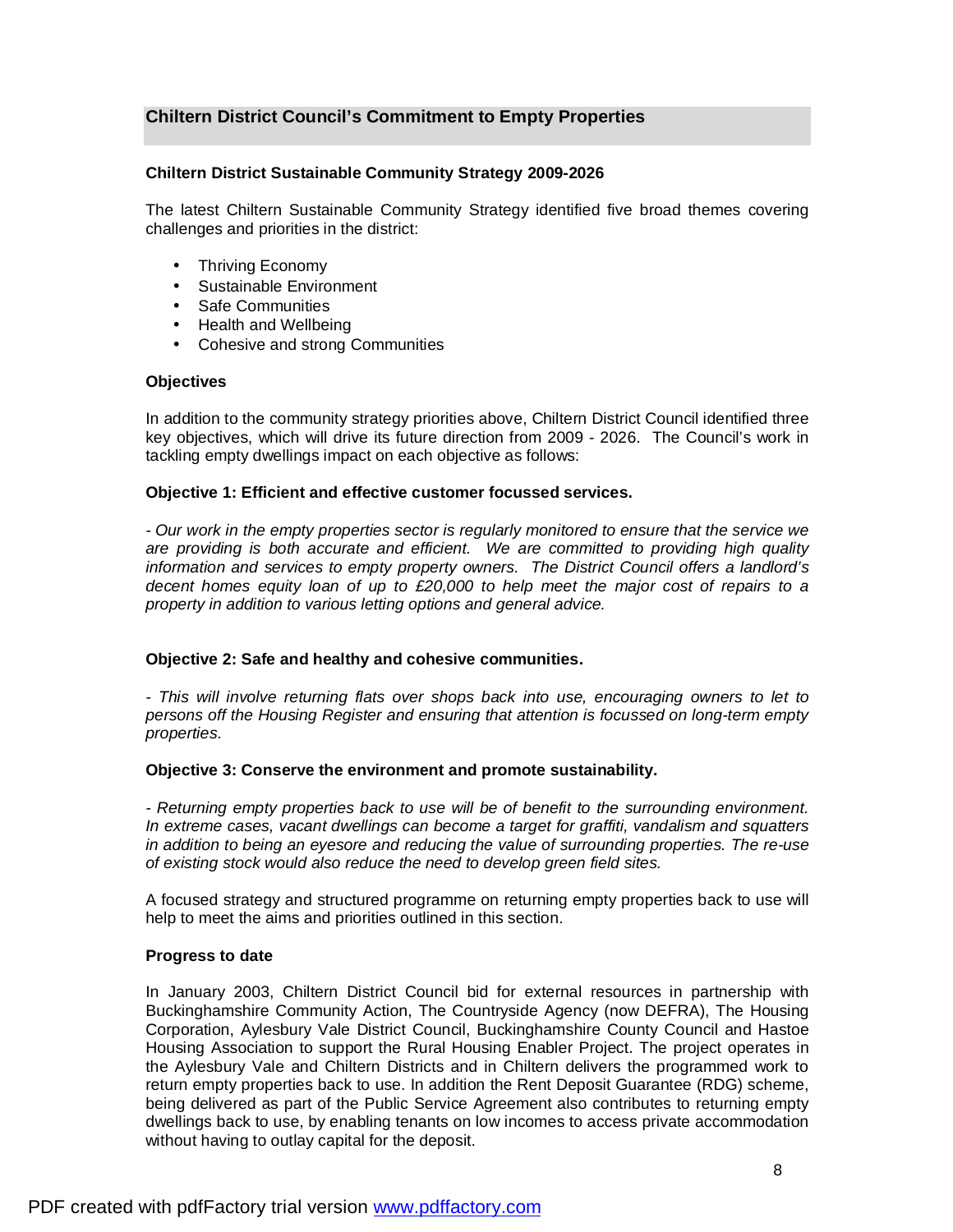## Chiltern District Council's Commitment to Empty Properties

### Chiltern District Sustainable Community Strategy 2009-2026

The latest Chiltern Sustainable Community Strategy identified five broad themes covering challenges and priorities in the district:

- Thriving Economy
- Sustainable Environment
- Safe Communities
- Health and Wellbeing
- Cohesive and strong Communities

### Objectives

In addition to the community strategy priorities above, Chiltern District Council identified three key objectives, which will drive its future direction from 2009 - 2026. The Council's work in tackling empty dwellings impact on each objective as follows:

**Objective 1: Efficient and effective customer focussed services.**

*- Our work in the empty properties sector is regularly monitored to ensure that the service we are providing is both accurate and efficient. We are committed to providing high quality information and services to empty property owners. The District Council offers a landlord's decent homes equity loan of up to £20,000 to help meet the major cost of repairs to a property in addition to various letting options and general advice.*

**Objective 2: Safe and healthy and cohesive communities.**

*- This will involve returning flats over shops back into use, encouraging owners to let to persons off the Housing Register and ensuring that attention is focussed on long-term empty properties.*

**Objective 3: Conserve the environment and promote sustainability.**

*- Returning empty properties back to use will be of benefit to the surrounding environment. In extreme cases, vacant dwellings can become a target for graffiti, vandalism and squatters in addition to being an eyesore and reducing the value of surrounding properties. The re-use of existing stock would also reduce the need to develop green field sites.*

A focused strategy and structured programme on returning empty properties back to use will help to meet the aims and priorities outlined in this section.

### Progress to date

In January 2003, Chiltern District Council bid for external resources in partnership with Buckinghamshire Community Action, The Countryside Agency (now DEFRA), The Housing Corporation, Aylesbury Vale District Council, Buckinghamshire County Council and Hastoe Housing Association to support the Rural Housing Enabler Project. The project operates in the Aylesbury Vale and Chiltern Districts and in Chiltern delivers the programmed work to return empty properties back to use. In addition the Rent Deposit Guarantee (RDG) scheme, being delivered as part of the Public Service Agreement also contributes to returning empty dwellings back to use, by enabling tenants on low incomes to access private accommodation without having to outlay capital for the deposit.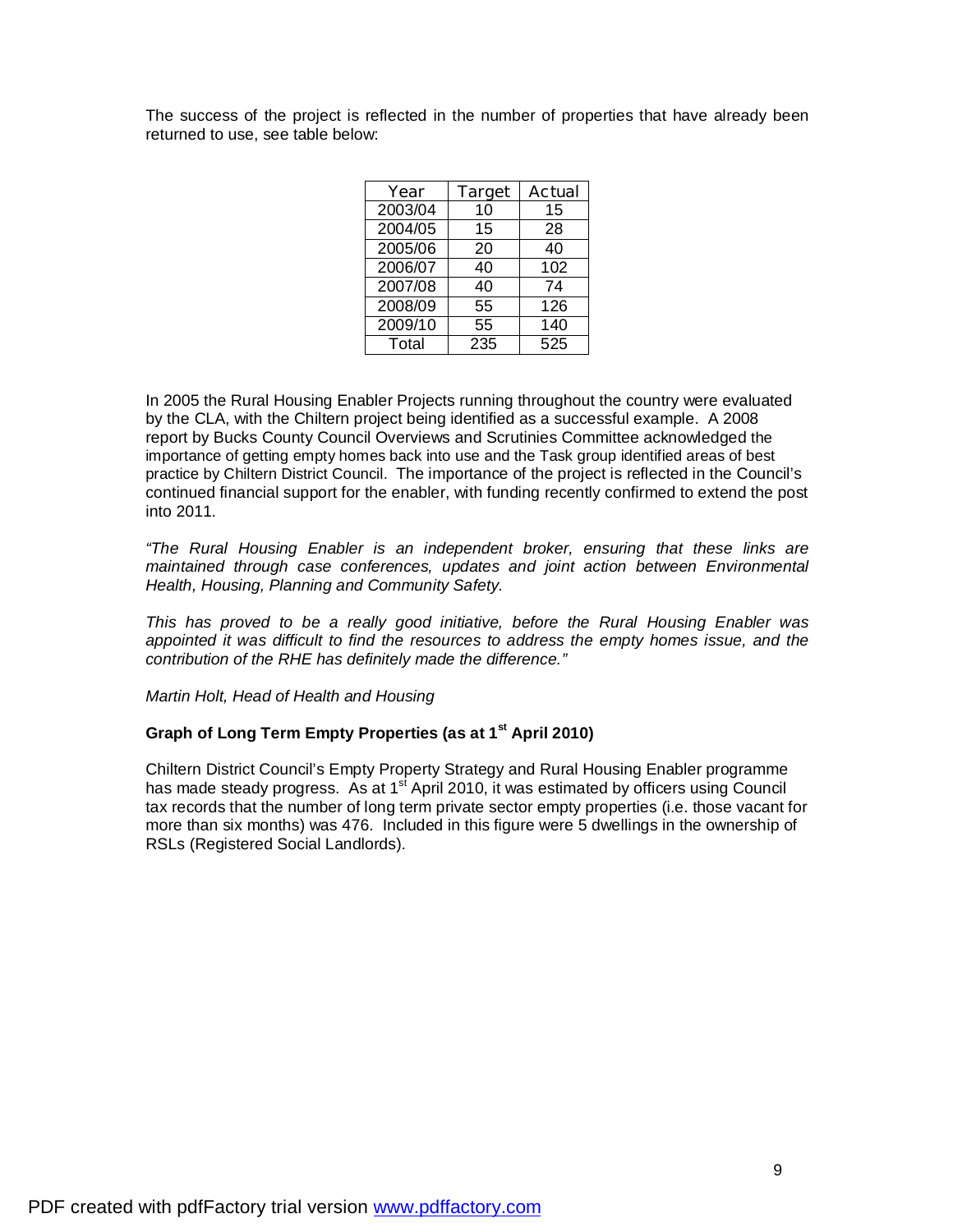The success of the project is reflected in the number of properties that have already been returned to use, see table below:

| Year | Target | Actual |
|---|---|---|
| 2003/04 | 10 | 15 |
| 2004/05 | 15 | 28 |
| 2005/06 | 20 | 40 |
| 2006/07 | 40 | 102 |
| 2007/08 | 40 | 74 |
| 2008/09 | 55 | 126 |
| 2009/10 | 55 | 140 |
| Total | 235 | 525 |

In 2005 the Rural Housing Enabler Projects running throughout the country were evaluated by the CLA, with the Chiltern project being identified as a successful example. A 2008 report by Bucks County Council Overviews and Scrutinies Committee acknowledged the importance of getting empty homes back into use and the Task group identified areas of best practice by Chiltern District Council. The importance of the project is reflected in the Council's continued financial support for the enabler, with funding recently confirmed to extend the post into 2011.

*"The Rural Housing Enabler is an independent broker, ensuring that these links are maintained through case conferences, updates and joint action between Environmental Health, Housing, Planning and Community Safety.*

*This has proved to be a really good initiative, before the Rural Housing Enabler was appointed it was difficult to find the resources to address the empty homes issue, and the contribution of the RHE has definitely made the difference."*

*Martin Holt, Head of Health and Housing*

**Graph of Long Term Empty Properties (as at 1st April 2010)**

Chiltern District Council's Empty Property Strategy and Rural Housing Enabler programme has made steady progress. As at 1st April 2010, it was estimated by officers using Council tax records that the number of long term private sector empty properties (i.e. those vacant for more than six months) was 476. Included in this figure were 5 dwellings in the ownership of RSLs (Registered Social Landlords).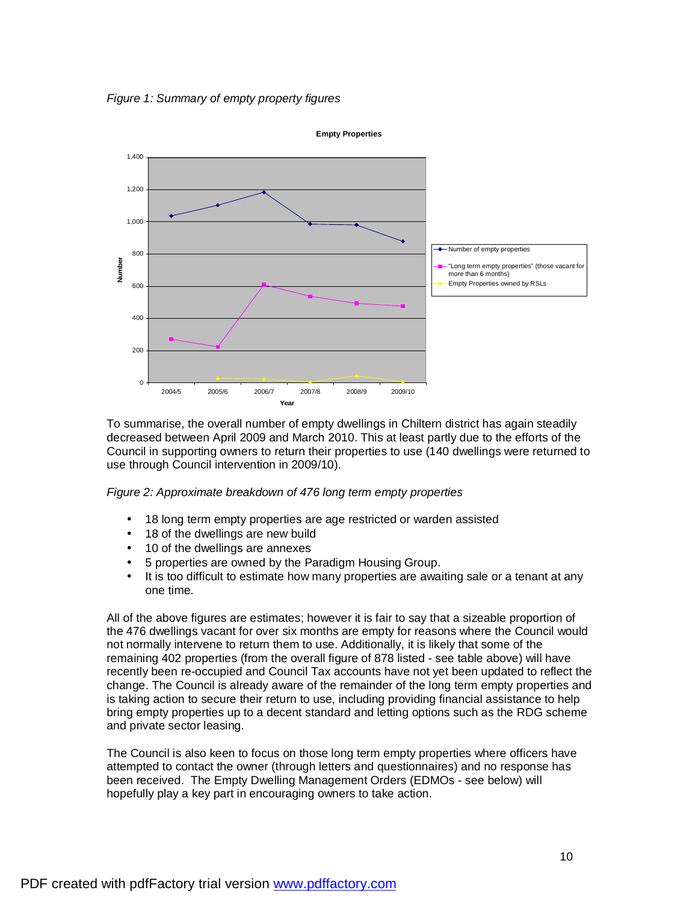*Figure 1: Summary of empty property figures*

To summarise, the overall number of empty dwellings in Chiltern district has again steadily decreased between April 2009 and March 2010. This at least partly due to the efforts of the Council in supporting owners to return their properties to use (140 dwellings were returned to use through Council intervention in 2009/10).

*Figure 2: Approximate breakdown of 476 long term empty properties*

- 18 long term empty properties are age restricted or warden assisted
- 18 of the dwellings are new build
- 10 of the dwellings are annexes
- 5 properties are owned by the Paradigm Housing Group.
- It is too difficult to estimate how many properties are awaiting sale or a tenant at any one time.

All of the above figures are estimates; however it is fair to say that a sizeable proportion of the 476 dwellings vacant for over six months are empty for reasons where the Council would not normally intervene to return them to use. Additionally, it is likely that some of the remaining 402 properties (from the overall figure of 878 listed - see table above) will have recently been re-occupied and Council Tax accounts have not yet been updated to reflect the change. The Council is already aware of the remainder of the long term empty properties and is taking action to secure their return to use, including providing financial assistance to help bring empty properties up to a decent standard and letting options such as the RDG scheme and private sector leasing.

The Council is also keen to focus on those long term empty properties where officers have attempted to contact the owner (through letters and questionnaires) and no response has been received. The Empty Dwelling Management Orders (EDMOs - see below) will hopefully play a key part in encouraging owners to take action.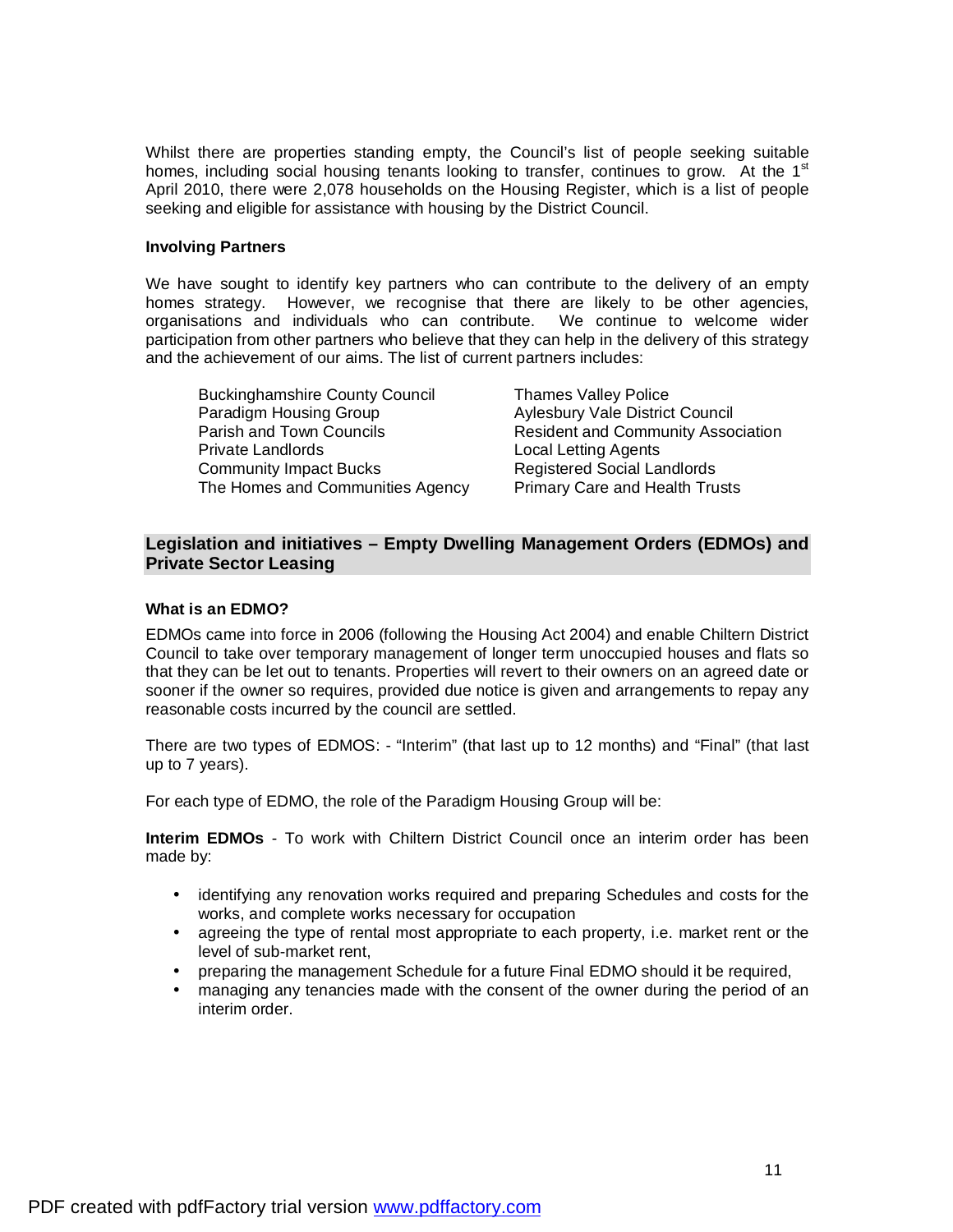Whilst there are properties standing empty, the Council's list of people seeking suitable homes, including social housing tenants looking to transfer, continues to grow. At the 1st April 2010, there were 2,078 households on the Housing Register, which is a list of people seeking and eligible for assistance with housing by the District Council.

**Involving Partners**

We have sought to identify key partners who can contribute to the delivery of an empty homes strategy. However, we recognise that there are likely to be other agencies, organisations and individuals who can contribute. We continue to welcome wider participation from other partners who believe that they can help in the delivery of this strategy and the achievement of our aims. The list of current partners includes:

- Buckinghamshire County Council
- Paradigm Housing Group
- Parish and Town Councils
- Private Landlords
- Community Impact Bucks
- The Homes and Communities Agency
- Thames Valley Police
- Aylesbury Vale District Council
- Resident and Community Association
- Local Letting Agents
- Registered Social Landlords
- Primary Care and Health Trusts

## Legislation and initiatives – Empty Dwelling Management Orders (EDMOs) and Private Sector Leasing

**What is an EDMO?**

EDMOs came into force in 2006 (following the Housing Act 2004) and enable Chiltern District Council to take over temporary management of longer term unoccupied houses and flats so that they can be let out to tenants. Properties will revert to their owners on an agreed date or sooner if the owner so requires, provided due notice is given and arrangements to repay any reasonable costs incurred by the council are settled.

There are two types of EDMOS: - "Interim" (that last up to 12 months) and "Final" (that last up to 7 years).

For each type of EDMO, the role of the Paradigm Housing Group will be:

**Interim EDMOs** - To work with Chiltern District Council once an interim order has been made by:

- identifying any renovation works required and preparing Schedules and costs for the works, and complete works necessary for occupation
- agreeing the type of rental most appropriate to each property, i.e. market rent or the level of sub-market rent,
- preparing the management Schedule for a future Final EDMO should it be required,
- managing any tenancies made with the consent of the owner during the period of an interim order.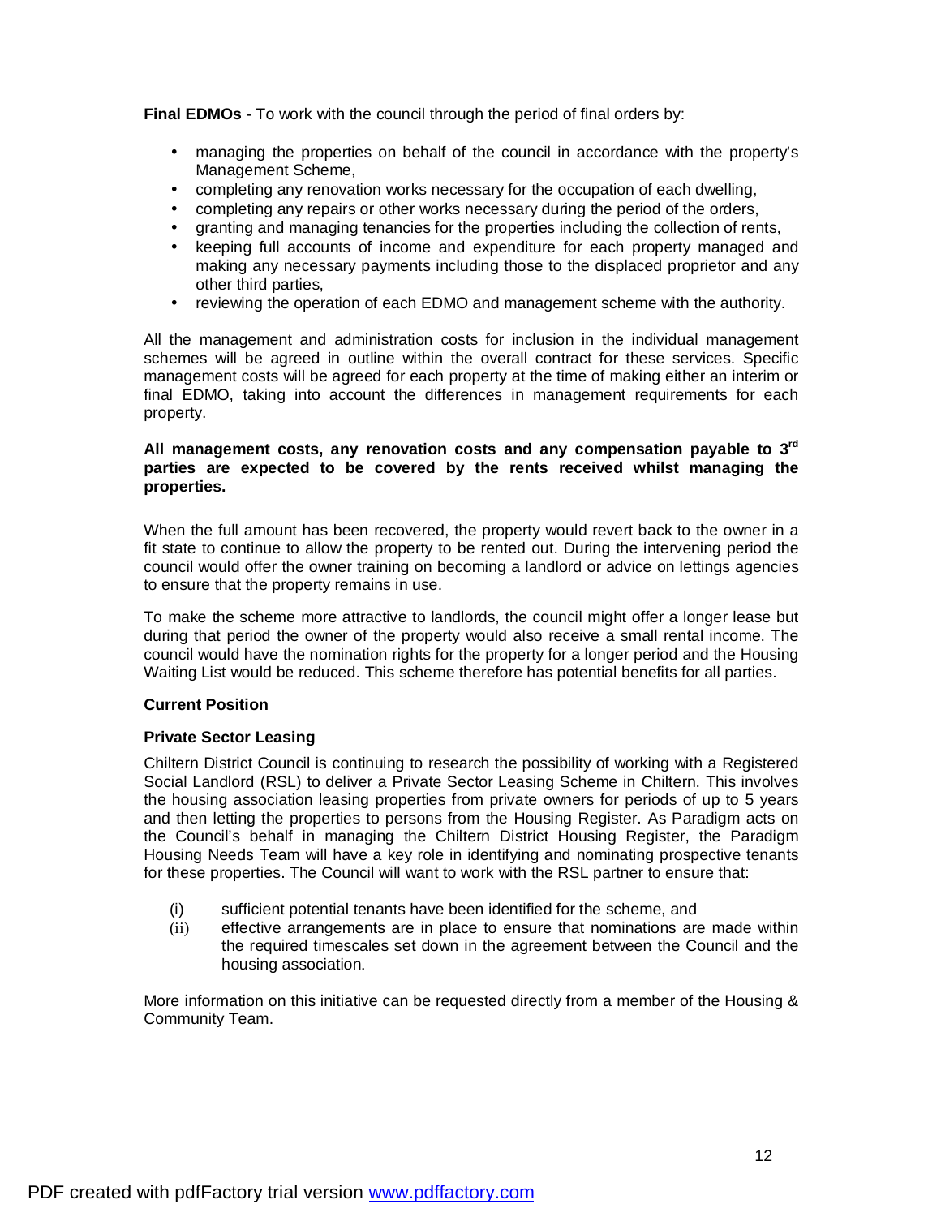**Final EDMOs** - To work with the council through the period of final orders by:

- managing the properties on behalf of the council in accordance with the property's Management Scheme,
- completing any renovation works necessary for the occupation of each dwelling,
- completing any repairs or other works necessary during the period of the orders,
- granting and managing tenancies for the properties including the collection of rents,
- keeping full accounts of income and expenditure for each property managed and making any necessary payments including those to the displaced proprietor and any other third parties,
- reviewing the operation of each EDMO and management scheme with the authority.

All the management and administration costs for inclusion in the individual management schemes will be agreed in outline within the overall contract for these services. Specific management costs will be agreed for each property at the time of making either an interim or final EDMO, taking into account the differences in management requirements for each property.

**All management costs, any renovation costs and any compensation payable to 3rd parties are expected to be covered by the rents received whilst managing the properties.**

When the full amount has been recovered, the property would revert back to the owner in a fit state to continue to allow the property to be rented out. During the intervening period the council would offer the owner training on becoming a landlord or advice on lettings agencies to ensure that the property remains in use.

To make the scheme more attractive to landlords, the council might offer a longer lease but during that period the owner of the property would also receive a small rental income. The council would have the nomination rights for the property for a longer period and the Housing Waiting List would be reduced. This scheme therefore has potential benefits for all parties.

**Current Position**

**Private Sector Leasing**

Chiltern District Council is continuing to research the possibility of working with a Registered Social Landlord (RSL) to deliver a Private Sector Leasing Scheme in Chiltern. This involves the housing association leasing properties from private owners for periods of up to 5 years and then letting the properties to persons from the Housing Register. As Paradigm acts on the Council's behalf in managing the Chiltern District Housing Register, the Paradigm Housing Needs Team will have a key role in identifying and nominating prospective tenants for these properties. The Council will want to work with the RSL partner to ensure that:

(i) sufficient potential tenants have been identified for the scheme, and
(ii) effective arrangements are in place to ensure that nominations are made within the required timescales set down in the agreement between the Council and the housing association.

More information on this initiative can be requested directly from a member of the Housing & Community Team.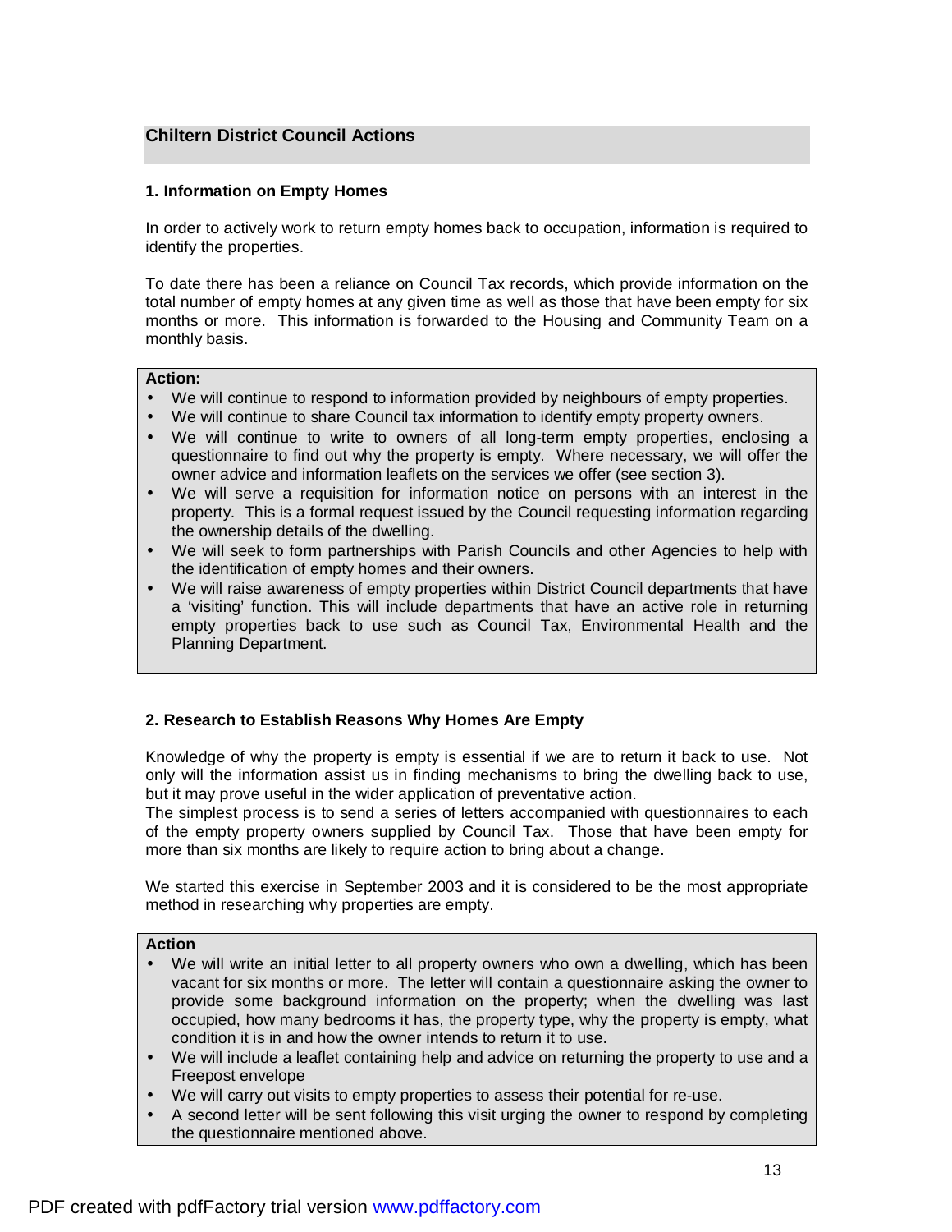## Chiltern District Council Actions

### 1. Information on Empty Homes

In order to actively work to return empty homes back to occupation, information is required to identify the properties.

To date there has been a reliance on Council Tax records, which provide information on the total number of empty homes at any given time as well as those that have been empty for six months or more. This information is forwarded to the Housing and Community Team on a monthly basis.

**Action:**

- We will continue to respond to information provided by neighbours of empty properties.
- We will continue to share Council tax information to identify empty property owners.
- We will continue to write to owners of all long-term empty properties, enclosing a questionnaire to find out why the property is empty. Where necessary, we will offer the owner advice and information leaflets on the services we offer (see section 3).
- We will serve a requisition for information notice on persons with an interest in the property. This is a formal request issued by the Council requesting information regarding the ownership details of the dwelling.
- We will seek to form partnerships with Parish Councils and other Agencies to help with the identification of empty homes and their owners.
- We will raise awareness of empty properties within District Council departments that have a 'visiting' function. This will include departments that have an active role in returning empty properties back to use such as Council Tax, Environmental Health and the Planning Department.

### 2. Research to Establish Reasons Why Homes Are Empty

Knowledge of why the property is empty is essential if we are to return it back to use. Not only will the information assist us in finding mechanisms to bring the dwelling back to use, but it may prove useful in the wider application of preventative action.
The simplest process is to send a series of letters accompanied with questionnaires to each of the empty property owners supplied by Council Tax. Those that have been empty for more than six months are likely to require action to bring about a change.

We started this exercise in September 2003 and it is considered to be the most appropriate method in researching why properties are empty.

**Action**

- We will write an initial letter to all property owners who own a dwelling, which has been vacant for six months or more. The letter will contain a questionnaire asking the owner to provide some background information on the property; when the dwelling was last occupied, how many bedrooms it has, the property type, why the property is empty, what condition it is in and how the owner intends to return it to use.
- We will include a leaflet containing help and advice on returning the property to use and a Freepost envelope
- We will carry out visits to empty properties to assess their potential for re-use.
- A second letter will be sent following this visit urging the owner to respond by completing the questionnaire mentioned above.

PDF created with pdfFactory trial version www.pdffactory.com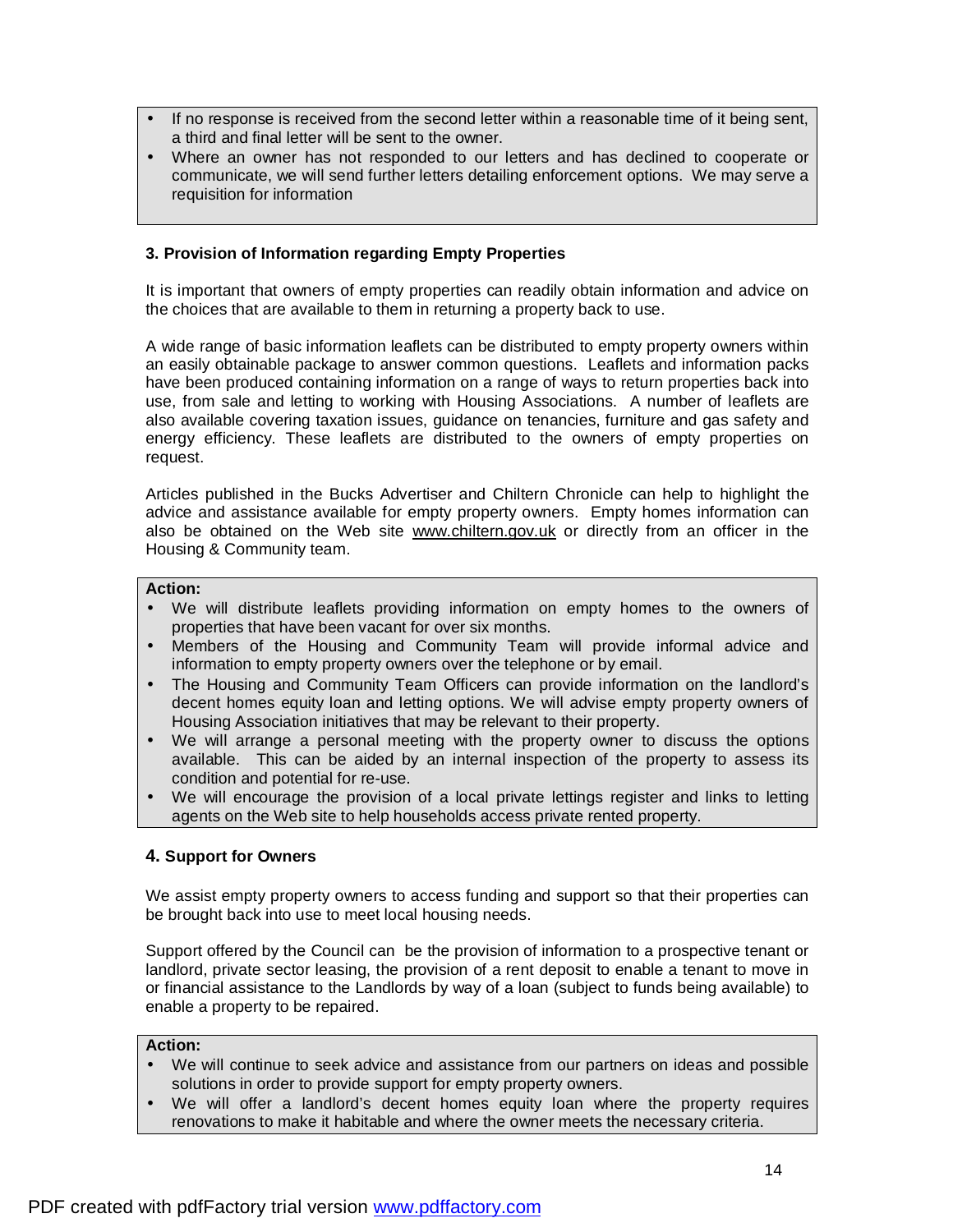- If no response is received from the second letter within a reasonable time of it being sent, a third and final letter will be sent to the owner.
- Where an owner has not responded to our letters and has declined to cooperate or communicate, we will send further letters detailing enforcement options. We may serve a requisition for information

### 3. Provision of Information regarding Empty Properties

It is important that owners of empty properties can readily obtain information and advice on the choices that are available to them in returning a property back to use.

A wide range of basic information leaflets can be distributed to empty property owners within an easily obtainable package to answer common questions. Leaflets and information packs have been produced containing information on a range of ways to return properties back into use, from sale and letting to working with Housing Associations. A number of leaflets are also available covering taxation issues, guidance on tenancies, furniture and gas safety and energy efficiency. These leaflets are distributed to the owners of empty properties on request.

Articles published in the Bucks Advertiser and Chiltern Chronicle can help to highlight the advice and assistance available for empty property owners. Empty homes information can also be obtained on the Web site www.chiltern.gov.uk or directly from an officer in the Housing & Community team.

**Action:**

- We will distribute leaflets providing information on empty homes to the owners of properties that have been vacant for over six months.
- Members of the Housing and Community Team will provide informal advice and information to empty property owners over the telephone or by email.
- The Housing and Community Team Officers can provide information on the landlord's decent homes equity loan and letting options. We will advise empty property owners of Housing Association initiatives that may be relevant to their property.
- We will arrange a personal meeting with the property owner to discuss the options available. This can be aided by an internal inspection of the property to assess its condition and potential for re-use.
- We will encourage the provision of a local private lettings register and links to letting agents on the Web site to help households access private rented property.

### 4. Support for Owners

We assist empty property owners to access funding and support so that their properties can be brought back into use to meet local housing needs.

Support offered by the Council can be the provision of information to a prospective tenant or landlord, private sector leasing, the provision of a rent deposit to enable a tenant to move in or financial assistance to the Landlords by way of a loan (subject to funds being available) to enable a property to be repaired.

**Action:**

- We will continue to seek advice and assistance from our partners on ideas and possible solutions in order to provide support for empty property owners.
- We will offer a landlord's decent homes equity loan where the property requires renovations to make it habitable and where the owner meets the necessary criteria.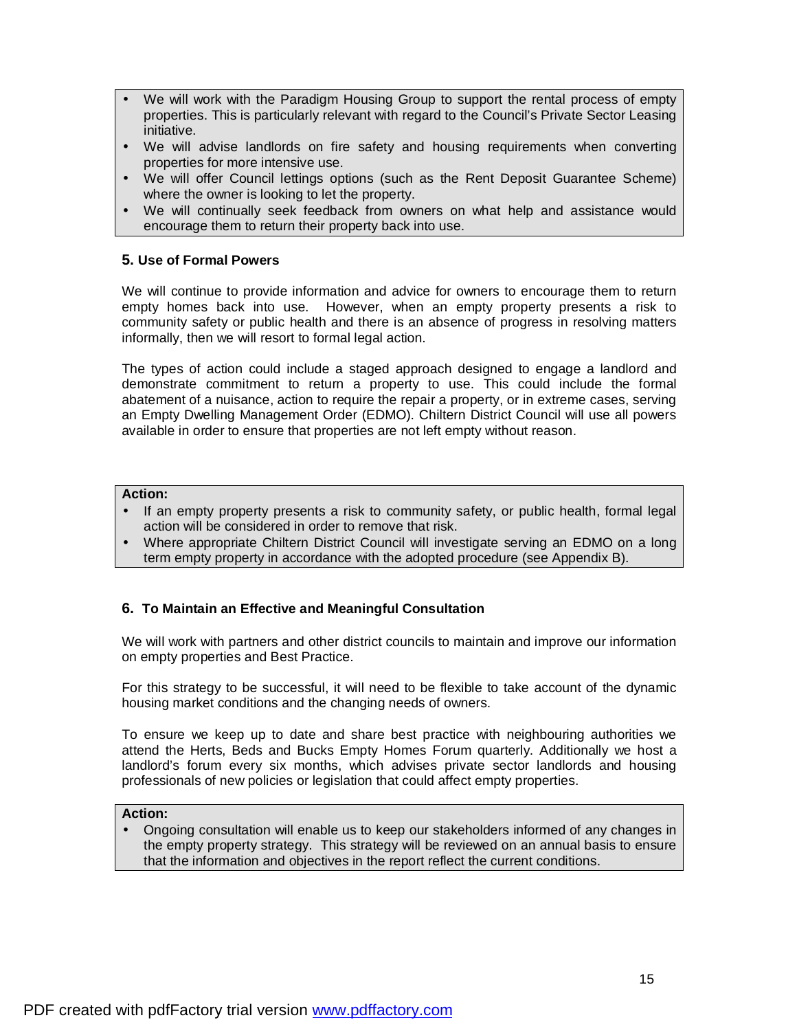- We will work with the Paradigm Housing Group to support the rental process of empty properties. This is particularly relevant with regard to the Council's Private Sector Leasing initiative.
- We will advise landlords on fire safety and housing requirements when converting properties for more intensive use.
- We will offer Council lettings options (such as the Rent Deposit Guarantee Scheme) where the owner is looking to let the property.
- We will continually seek feedback from owners on what help and assistance would encourage them to return their property back into use.

### 5. Use of Formal Powers

We will continue to provide information and advice for owners to encourage them to return empty homes back into use. However, when an empty property presents a risk to community safety or public health and there is an absence of progress in resolving matters informally, then we will resort to formal legal action.

The types of action could include a staged approach designed to engage a landlord and demonstrate commitment to return a property to use. This could include the formal abatement of a nuisance, action to require the repair a property, or in extreme cases, serving an Empty Dwelling Management Order (EDMO). Chiltern District Council will use all powers available in order to ensure that properties are not left empty without reason.

**Action:**

- If an empty property presents a risk to community safety, or public health, formal legal action will be considered in order to remove that risk.
- Where appropriate Chiltern District Council will investigate serving an EDMO on a long term empty property in accordance with the adopted procedure (see Appendix B).

### 6. To Maintain an Effective and Meaningful Consultation

We will work with partners and other district councils to maintain and improve our information on empty properties and Best Practice.

For this strategy to be successful, it will need to be flexible to take account of the dynamic housing market conditions and the changing needs of owners.

To ensure we keep up to date and share best practice with neighbouring authorities we attend the Herts, Beds and Bucks Empty Homes Forum quarterly. Additionally we host a landlord's forum every six months, which advises private sector landlords and housing professionals of new policies or legislation that could affect empty properties.

**Action:**

- Ongoing consultation will enable us to keep our stakeholders informed of any changes in the empty property strategy. This strategy will be reviewed on an annual basis to ensure that the information and objectives in the report reflect the current conditions.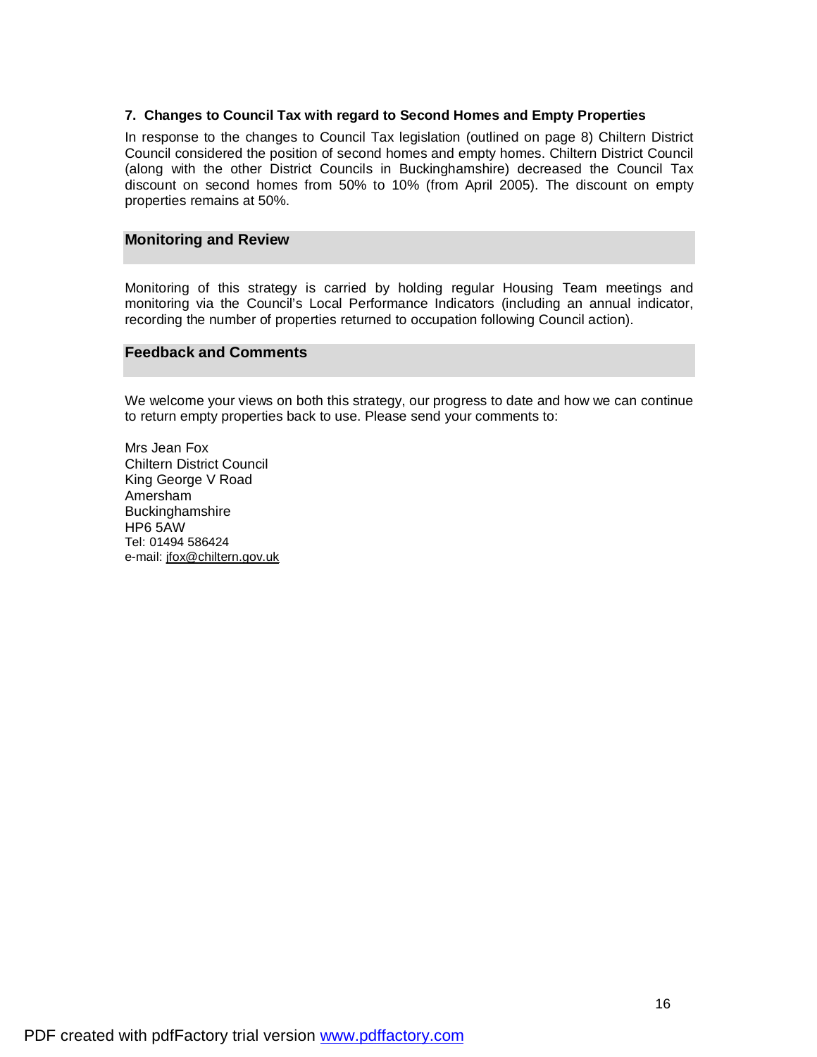**7. Changes to Council Tax with regard to Second Homes and Empty Properties**

In response to the changes to Council Tax legislation (outlined on page 8) Chiltern District Council considered the position of second homes and empty homes. Chiltern District Council (along with the other District Councils in Buckinghamshire) decreased the Council Tax discount on second homes from 50% to 10% (from April 2005). The discount on empty properties remains at 50%.

## Monitoring and Review

Monitoring of this strategy is carried by holding regular Housing Team meetings and monitoring via the Council's Local Performance Indicators (including an annual indicator, recording the number of properties returned to occupation following Council action).

## Feedback and Comments

We welcome your views on both this strategy, our progress to date and how we can continue to return empty properties back to use. Please send your comments to:

Mrs Jean Fox
Chiltern District Council
King George V Road
Amersham
Buckinghamshire
HP6 5AW
Tel: 01494 586424
e-mail: jfox@chiltern.gov.uk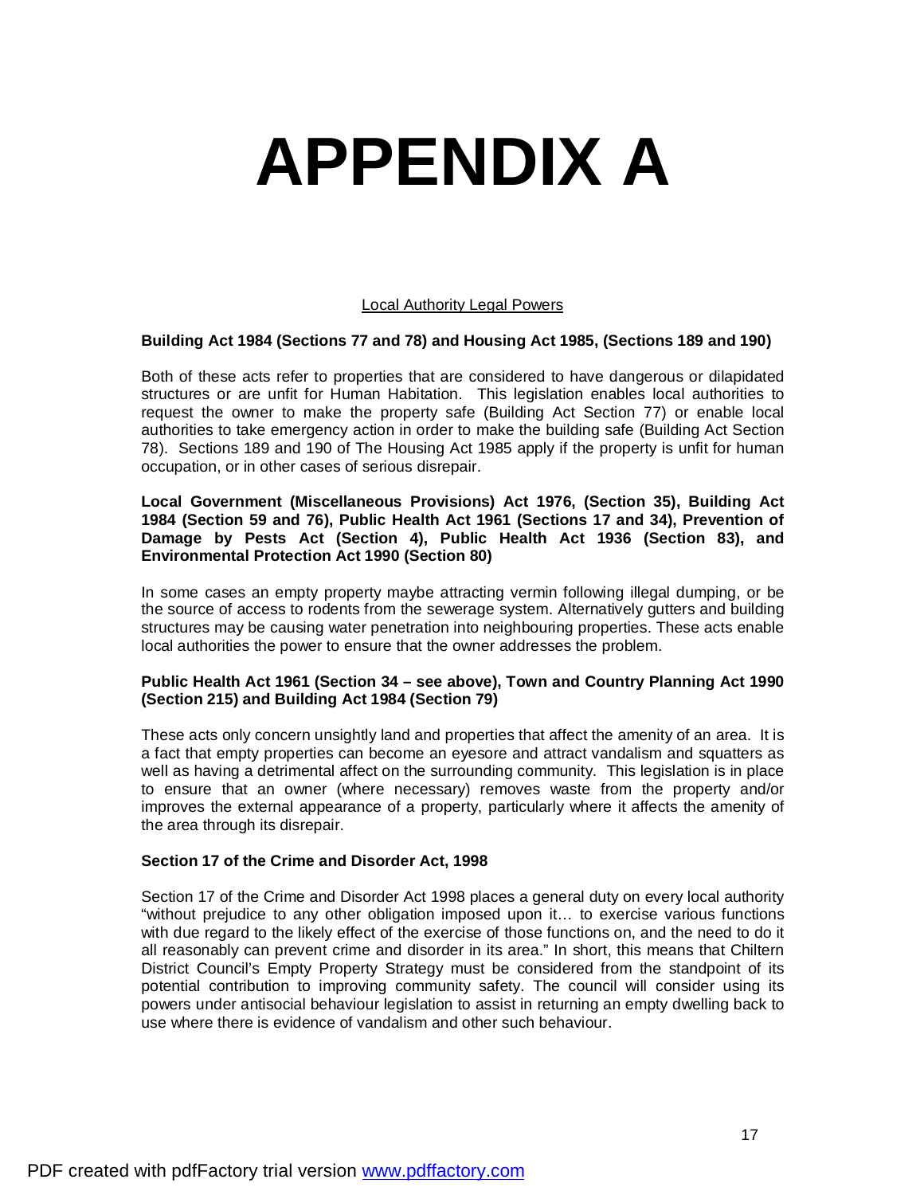# APPENDIX A

Local Authority Legal Powers

**Building Act 1984 (Sections 77 and 78) and Housing Act 1985, (Sections 189 and 190)**

Both of these acts refer to properties that are considered to have dangerous or dilapidated structures or are unfit for Human Habitation. This legislation enables local authorities to request the owner to make the property safe (Building Act Section 77) or enable local authorities to take emergency action in order to make the building safe (Building Act Section 78). Sections 189 and 190 of The Housing Act 1985 apply if the property is unfit for human occupation, or in other cases of serious disrepair.

**Local Government (Miscellaneous Provisions) Act 1976, (Section 35), Building Act 1984 (Section 59 and 76), Public Health Act 1961 (Sections 17 and 34), Prevention of Damage by Pests Act (Section 4), Public Health Act 1936 (Section 83), and Environmental Protection Act 1990 (Section 80)**

In some cases an empty property maybe attracting vermin following illegal dumping, or be the source of access to rodents from the sewerage system. Alternatively gutters and building structures may be causing water penetration into neighbouring properties. These acts enable local authorities the power to ensure that the owner addresses the problem.

**Public Health Act 1961 (Section 34 – see above), Town and Country Planning Act 1990 (Section 215) and Building Act 1984 (Section 79)**

These acts only concern unsightly land and properties that affect the amenity of an area. It is a fact that empty properties can become an eyesore and attract vandalism and squatters as well as having a detrimental affect on the surrounding community. This legislation is in place to ensure that an owner (where necessary) removes waste from the property and/or improves the external appearance of a property, particularly where it affects the amenity of the area through its disrepair.

**Section 17 of the Crime and Disorder Act, 1998**

Section 17 of the Crime and Disorder Act 1998 places a general duty on every local authority "without prejudice to any other obligation imposed upon it… to exercise various functions with due regard to the likely effect of the exercise of those functions on, and the need to do it all reasonably can prevent crime and disorder in its area." In short, this means that Chiltern District Council's Empty Property Strategy must be considered from the standpoint of its potential contribution to improving community safety. The council will consider using its powers under antisocial behaviour legislation to assist in returning an empty dwelling back to use where there is evidence of vandalism and other such behaviour.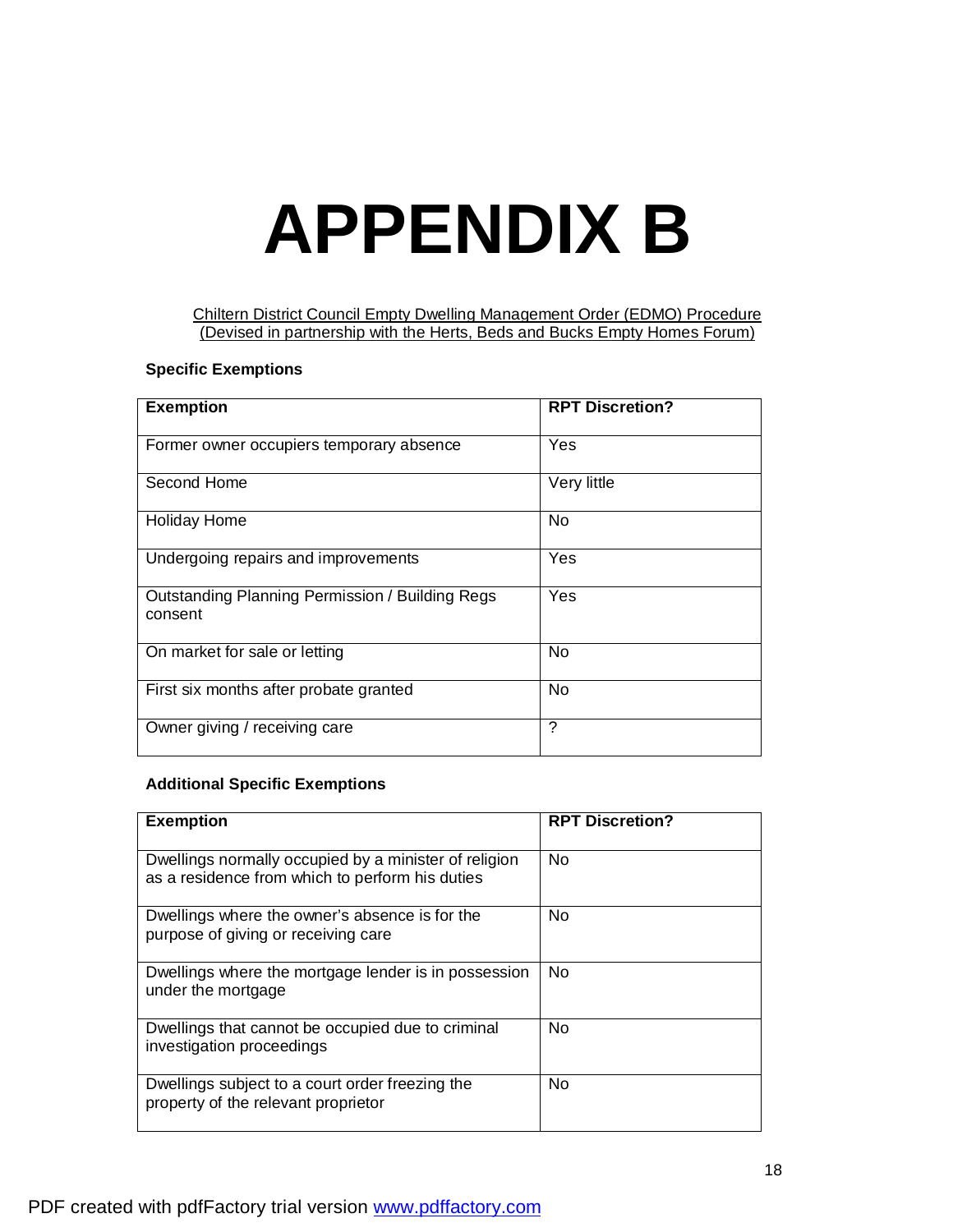# APPENDIX B

Chiltern District Council Empty Dwelling Management Order (EDMO) Procedure
(Devised in partnership with the Herts, Beds and Bucks Empty Homes Forum)

**Specific Exemptions**

| Exemption | RPT Discretion? |
|---|---|
| Former owner occupiers temporary absence | Yes |
| Second Home | Very little |
| Holiday Home | No |
| Undergoing repairs and improvements | Yes |
| Outstanding Planning Permission / Building Regs consent | Yes |
| On market for sale or letting | No |
| First six months after probate granted | No |
| Owner giving / receiving care | ? |

**Additional Specific Exemptions**

| Exemption | RPT Discretion? |
|---|---|
| Dwellings normally occupied by a minister of religion as a residence from which to perform his duties | No |
| Dwellings where the owner's absence is for the purpose of giving or receiving care | No |
| Dwellings where the mortgage lender is in possession under the mortgage | No |
| Dwellings that cannot be occupied due to criminal investigation proceedings | No |
| Dwellings subject to a court order freezing the property of the relevant proprietor | No |

PDF created with pdfFactory trial version www.pdffactory.com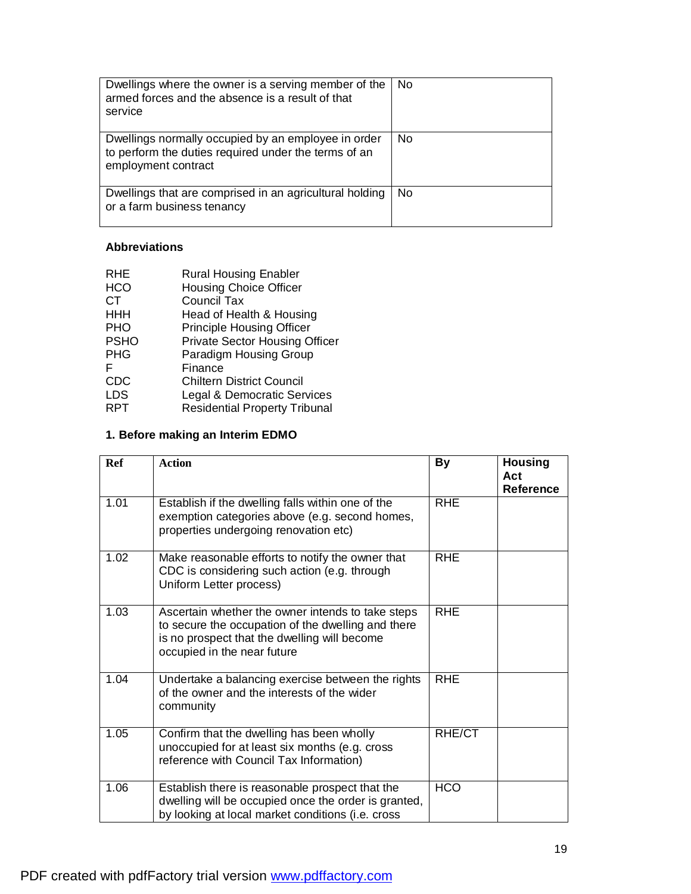| | |
|---|---|
| Dwellings where the owner is a serving member of the armed forces and the absence is a result of that service | No |
| Dwellings normally occupied by an employee in order to perform the duties required under the terms of an employment contract | No |
| Dwellings that are comprised in an agricultural holding or a farm business tenancy | No |

**Abbreviations**

| | |
|---|---|
| RHE | Rural Housing Enabler |
| HCO | Housing Choice Officer |
| CT | Council Tax |
| HHH | Head of Health & Housing |
| PHO | Principle Housing Officer |
| PSHO | Private Sector Housing Officer |
| PHG | Paradigm Housing Group |
| F | Finance |
| CDC | Chiltern District Council |
| LDS | Legal & Democratic Services |
| RPT | Residential Property Tribunal |

**1. Before making an Interim EDMO**

| Ref | Action | By | Housing Act Reference |
|---|---|---|---|
| 1.01 | Establish if the dwelling falls within one of the exemption categories above (e.g. second homes, properties undergoing renovation etc) | RHE | |
| 1.02 | Make reasonable efforts to notify the owner that CDC is considering such action (e.g. through Uniform Letter process) | RHE | |
| 1.03 | Ascertain whether the owner intends to take steps to secure the occupation of the dwelling and there is no prospect that the dwelling will become occupied in the near future | RHE | |
| 1.04 | Undertake a balancing exercise between the rights of the owner and the interests of the wider community | RHE | |
| 1.05 | Confirm that the dwelling has been wholly unoccupied for at least six months (e.g. cross reference with Council Tax Information) | RHE/CT | |
| 1.06 | Establish there is reasonable prospect that the dwelling will be occupied once the order is granted, by looking at local market conditions (i.e. cross | HCO | |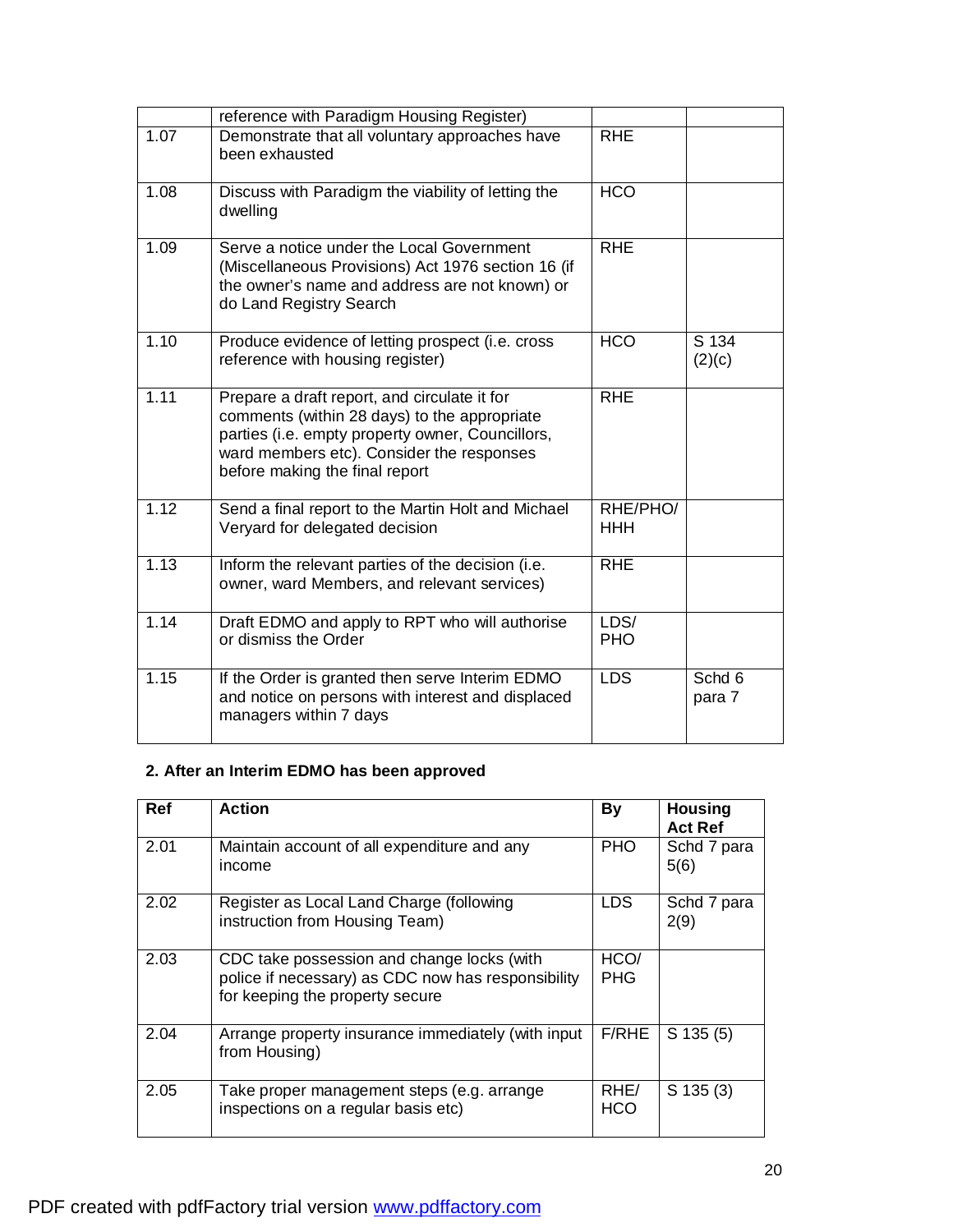| | | | |
|---|---|---|---|
| | reference with Paradigm Housing Register) | | |
| 1.07 | Demonstrate that all voluntary approaches have been exhausted | RHE | |
| 1.08 | Discuss with Paradigm the viability of letting the dwelling | HCO | |
| 1.09 | Serve a notice under the Local Government (Miscellaneous Provisions) Act 1976 section 16 (if the owner's name and address are not known) or do Land Registry Search | RHE | |
| 1.10 | Produce evidence of letting prospect (i.e. cross reference with housing register) | HCO | S 134 (2)(c) |
| 1.11 | Prepare a draft report, and circulate it for comments (within 28 days) to the appropriate parties (i.e. empty property owner, Councillors, ward members etc). Consider the responses before making the final report | RHE | |
| 1.12 | Send a final report to the Martin Holt and Michael Veryard for delegated decision | RHE/PHO/ HHH | |
| 1.13 | Inform the relevant parties of the decision (i.e. owner, ward Members, and relevant services) | RHE | |
| 1.14 | Draft EDMO and apply to RPT who will authorise or dismiss the Order | LDS/ PHO | |
| 1.15 | If the Order is granted then serve Interim EDMO and notice on persons with interest and displaced managers within 7 days | LDS | Schd 6 para 7 |

**2. After an Interim EDMO has been approved**

| Ref | Action | By | Housing Act Ref |
|---|---|---|---|
| 2.01 | Maintain account of all expenditure and any income | PHO | Schd 7 para 5(6) |
| 2.02 | Register as Local Land Charge (following instruction from Housing Team) | LDS | Schd 7 para 2(9) |
| 2.03 | CDC take possession and change locks (with police if necessary) as CDC now has responsibility for keeping the property secure | HCO/ PHG | |
| 2.04 | Arrange property insurance immediately (with input from Housing) | F/RHE | S 135 (5) |
| 2.05 | Take proper management steps (e.g. arrange inspections on a regular basis etc) | RHE/ HCO | S 135 (3) |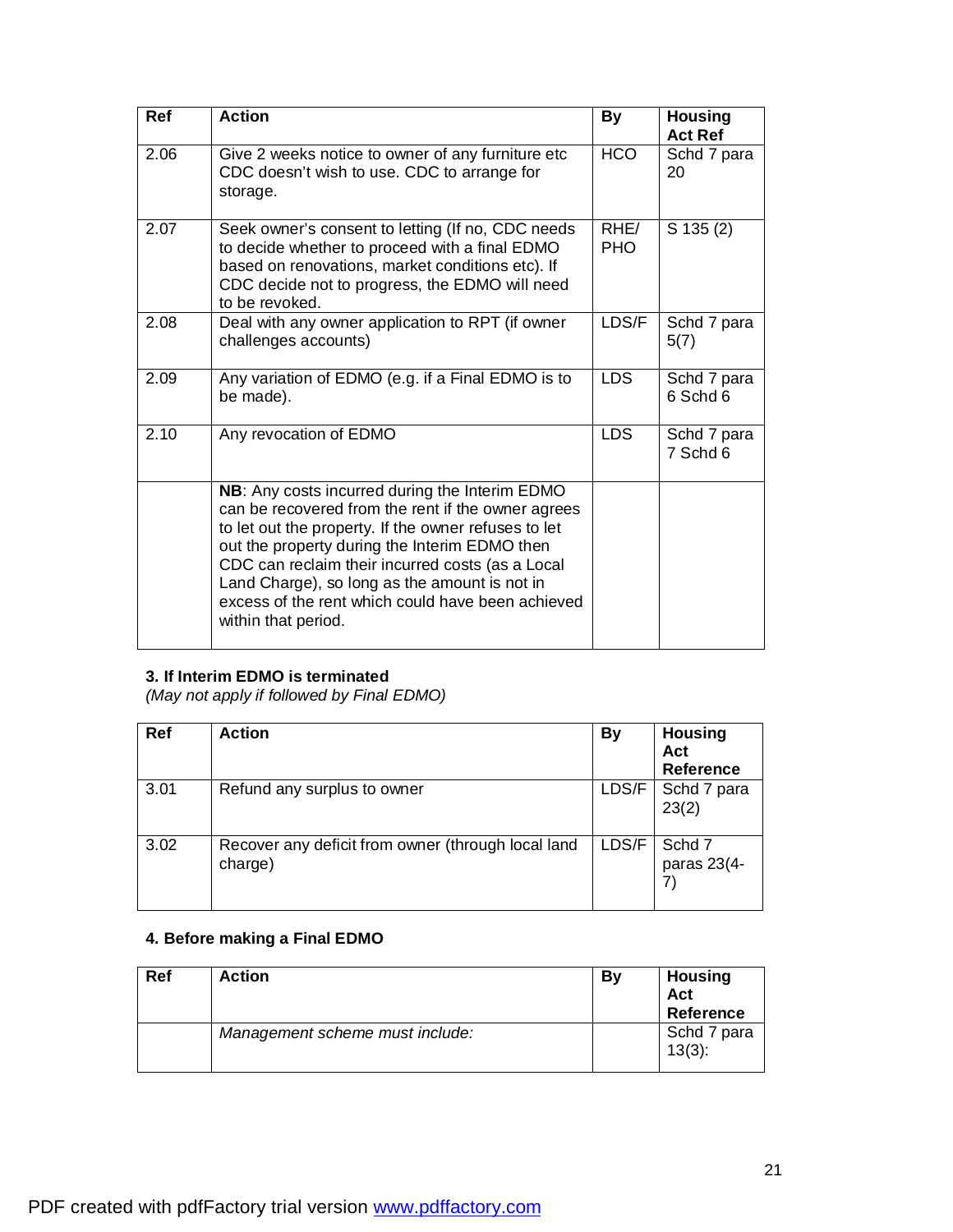| Ref | Action | By | Housing Act Ref |
|---|---|---|---|
| 2.06 | Give 2 weeks notice to owner of any furniture etc CDC doesn't wish to use. CDC to arrange for storage. | HCO | Schd 7 para 20 |
| 2.07 | Seek owner's consent to letting (If no, CDC needs to decide whether to proceed with a final EDMO based on renovations, market conditions etc). If CDC decide not to progress, the EDMO will need to be revoked. | RHE/ PHO | S 135 (2) |
| 2.08 | Deal with any owner application to RPT (if owner challenges accounts) | LDS/F | Schd 7 para 5(7) |
| 2.09 | Any variation of EDMO (e.g. if a Final EDMO is to be made). | LDS | Schd 7 para 6 Schd 6 |
| 2.10 | Any revocation of EDMO | LDS | Schd 7 para 7 Schd 6 |
| | **NB**: Any costs incurred during the Interim EDMO can be recovered from the rent if the owner agrees to let out the property. If the owner refuses to let out the property during the Interim EDMO then CDC can reclaim their incurred costs (as a Local Land Charge), so long as the amount is not in excess of the rent which could have been achieved within that period. | | |

**3. If Interim EDMO is terminated**
*(May not apply if followed by Final EDMO)*

| Ref | Action | By | Housing Act Reference |
|---|---|---|---|
| 3.01 | Refund any surplus to owner | LDS/F | Schd 7 para 23(2) |
| 3.02 | Recover any deficit from owner (through local land charge) | LDS/F | Schd 7 paras 23(4-7) |

**4. Before making a Final EDMO**

| Ref | Action | By | Housing Act Reference |
|---|---|---|---|
| | *Management scheme must include:* | | Schd 7 para 13(3): |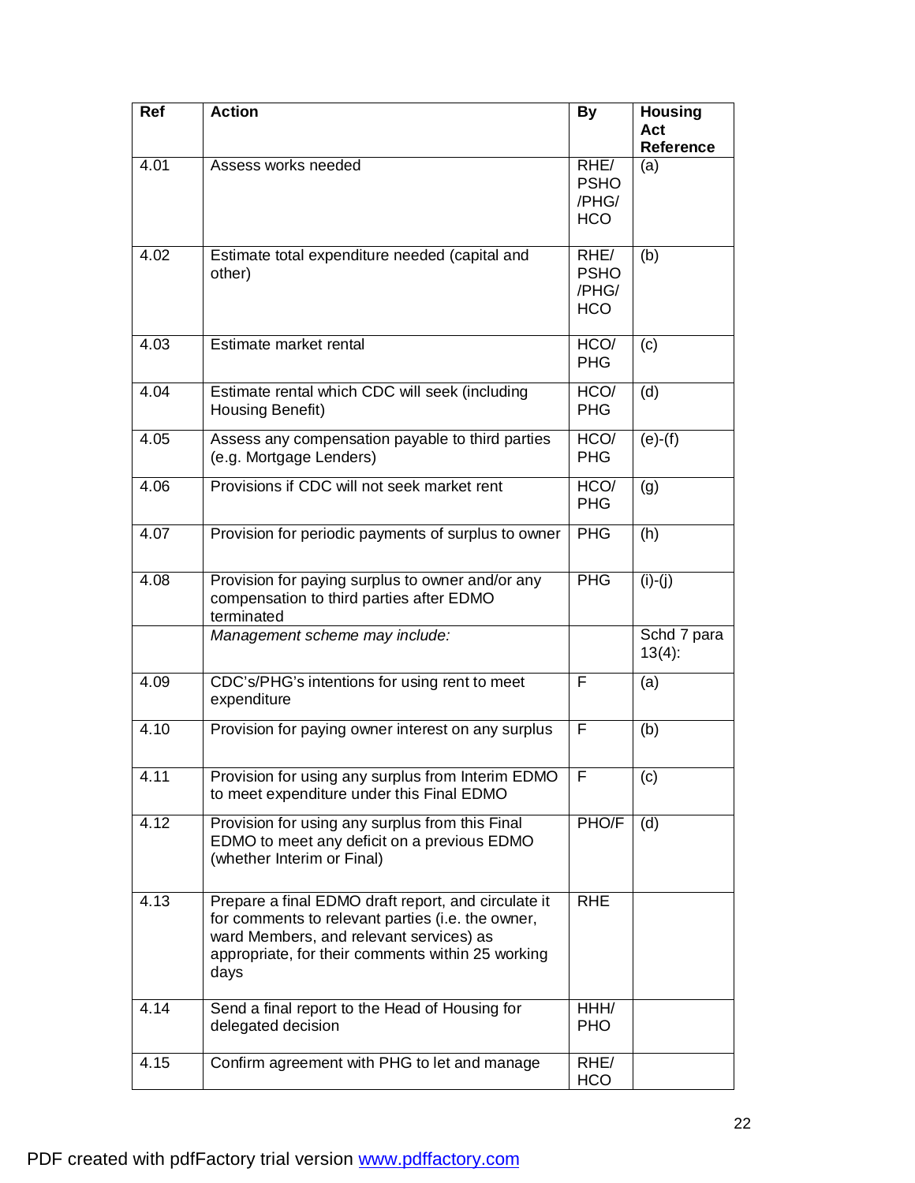| Ref | Action | By | Housing Act Reference |
|---|---|---|---|
| 4.01 | Assess works needed | RHE/ PSHO /PHG/ HCO | (a) |
| 4.02 | Estimate total expenditure needed (capital and other) | RHE/ PSHO /PHG/ HCO | (b) |
| 4.03 | Estimate market rental | HCO/ PHG | (c) |
| 4.04 | Estimate rental which CDC will seek (including Housing Benefit) | HCO/ PHG | (d) |
| 4.05 | Assess any compensation payable to third parties (e.g. Mortgage Lenders) | HCO/ PHG | (e)-(f) |
| 4.06 | Provisions if CDC will not seek market rent | HCO/ PHG | (g) |
| 4.07 | Provision for periodic payments of surplus to owner | PHG | (h) |
| 4.08 | Provision for paying surplus to owner and/or any compensation to third parties after EDMO terminated | PHG | (i)-(j) |
| | *Management scheme may include:* | | Schd 7 para 13(4): |
| 4.09 | CDC's/PHG's intentions for using rent to meet expenditure | F | (a) |
| 4.10 | Provision for paying owner interest on any surplus | F | (b) |
| 4.11 | Provision for using any surplus from Interim EDMO to meet expenditure under this Final EDMO | F | (c) |
| 4.12 | Provision for using any surplus from this Final EDMO to meet any deficit on a previous EDMO (whether Interim or Final) | PHO/F | (d) |
| 4.13 | Prepare a final EDMO draft report, and circulate it for comments to relevant parties (i.e. the owner, ward Members, and relevant services) as appropriate, for their comments within 25 working days | RHE | |
| 4.14 | Send a final report to the Head of Housing for delegated decision | HHH/ PHO | |
| 4.15 | Confirm agreement with PHG to let and manage | RHE/ HCO | |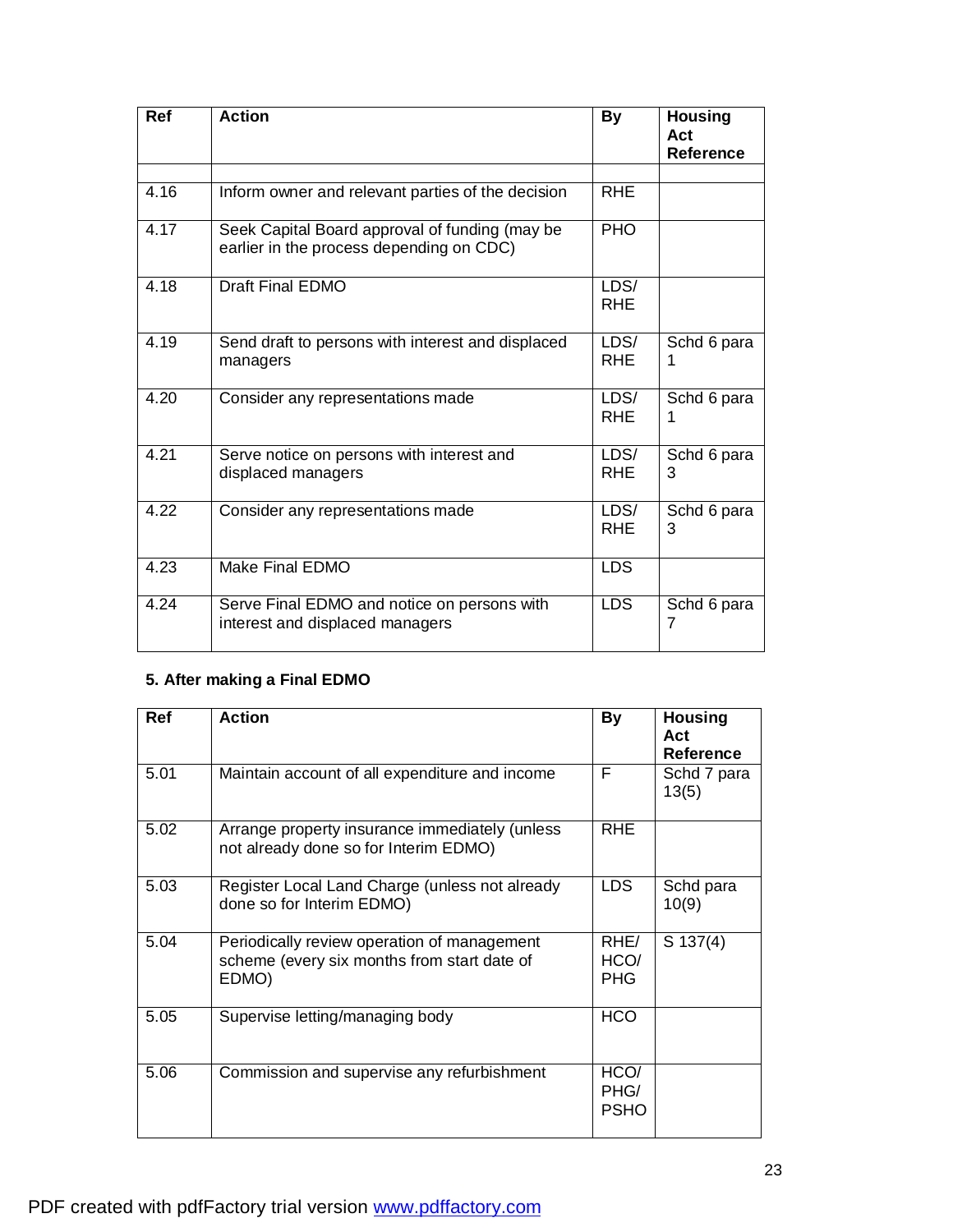| Ref | Action | By | Housing Act Reference |
|---|---|---|---|
| | | | |
| 4.16 | Inform owner and relevant parties of the decision | RHE | |
| 4.17 | Seek Capital Board approval of funding (may be earlier in the process depending on CDC) | PHO | |
| 4.18 | Draft Final EDMO | LDS/ RHE | |
| 4.19 | Send draft to persons with interest and displaced managers | LDS/ RHE | Schd 6 para 1 |
| 4.20 | Consider any representations made | LDS/ RHE | Schd 6 para 1 |
| 4.21 | Serve notice on persons with interest and displaced managers | LDS/ RHE | Schd 6 para 3 |
| 4.22 | Consider any representations made | LDS/ RHE | Schd 6 para 3 |
| 4.23 | Make Final EDMO | LDS | |
| 4.24 | Serve Final EDMO and notice on persons with interest and displaced managers | LDS | Schd 6 para 7 |

### 5. After making a Final EDMO

| Ref | Action | By | Housing Act Reference |
|---|---|---|---|
| 5.01 | Maintain account of all expenditure and income | F | Schd 7 para 13(5) |
| 5.02 | Arrange property insurance immediately (unless not already done so for Interim EDMO) | RHE | |
| 5.03 | Register Local Land Charge (unless not already done so for Interim EDMO) | LDS | Schd para 10(9) |
| 5.04 | Periodically review operation of management scheme (every six months from start date of EDMO) | RHE/ HCO/ PHG | S 137(4) |
| 5.05 | Supervise letting/managing body | HCO | |
| 5.06 | Commission and supervise any refurbishment | HCO/ PHG/ PSHO | |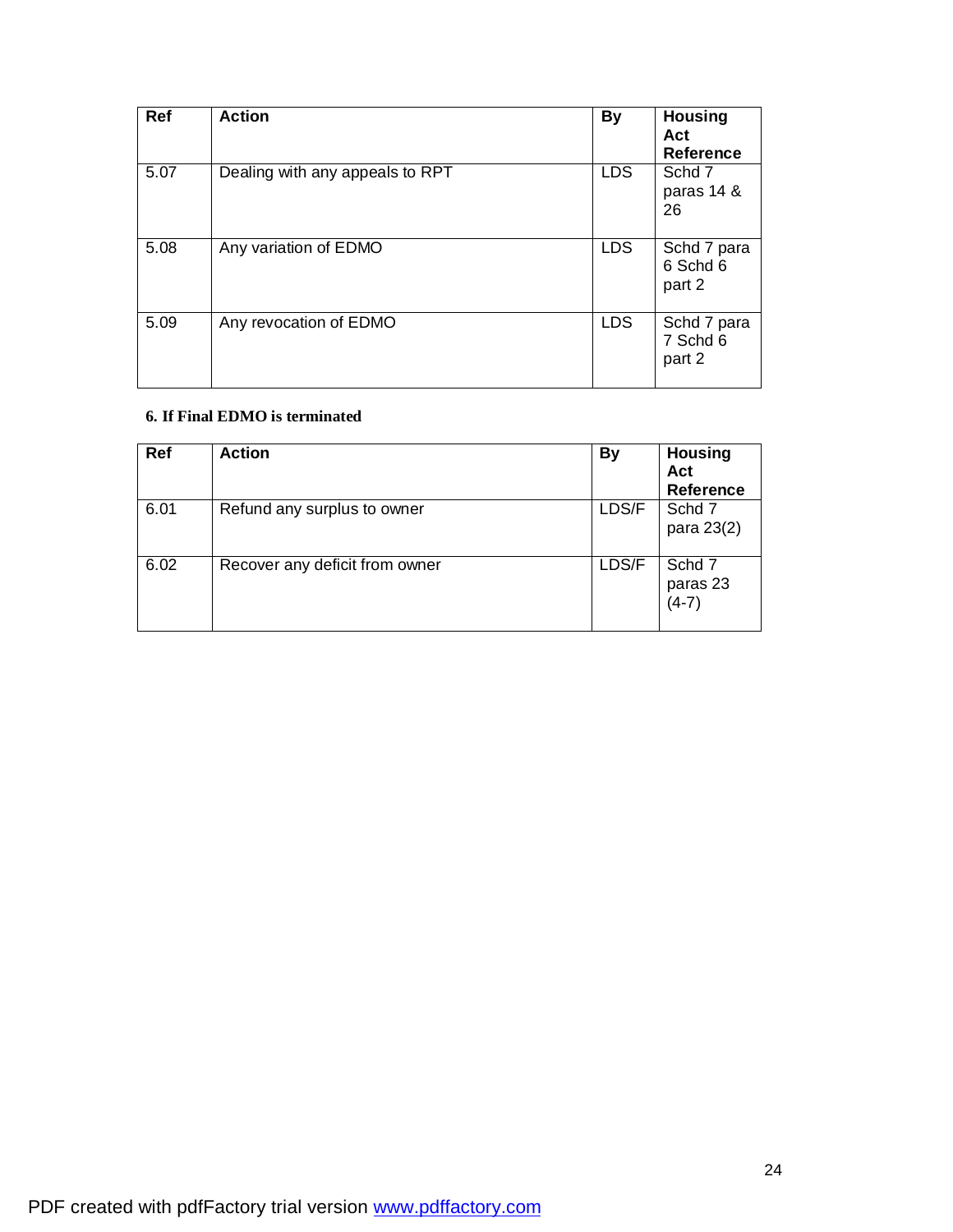| Ref | Action | By | Housing Act Reference |
|---|---|---|---|
| 5.07 | Dealing with any appeals to RPT | LDS | Schd 7 paras 14 & 26 |
| 5.08 | Any variation of EDMO | LDS | Schd 7 para 6 Schd 6 part 2 |
| 5.09 | Any revocation of EDMO | LDS | Schd 7 para 7 Schd 6 part 2 |

**6. If Final EDMO is terminated**

| Ref | Action | By | Housing Act Reference |
|---|---|---|---|
| 6.01 | Refund any surplus to owner | LDS/F | Schd 7 para 23(2) |
| 6.02 | Recover any deficit from owner | LDS/F | Schd 7 paras 23 (4-7) |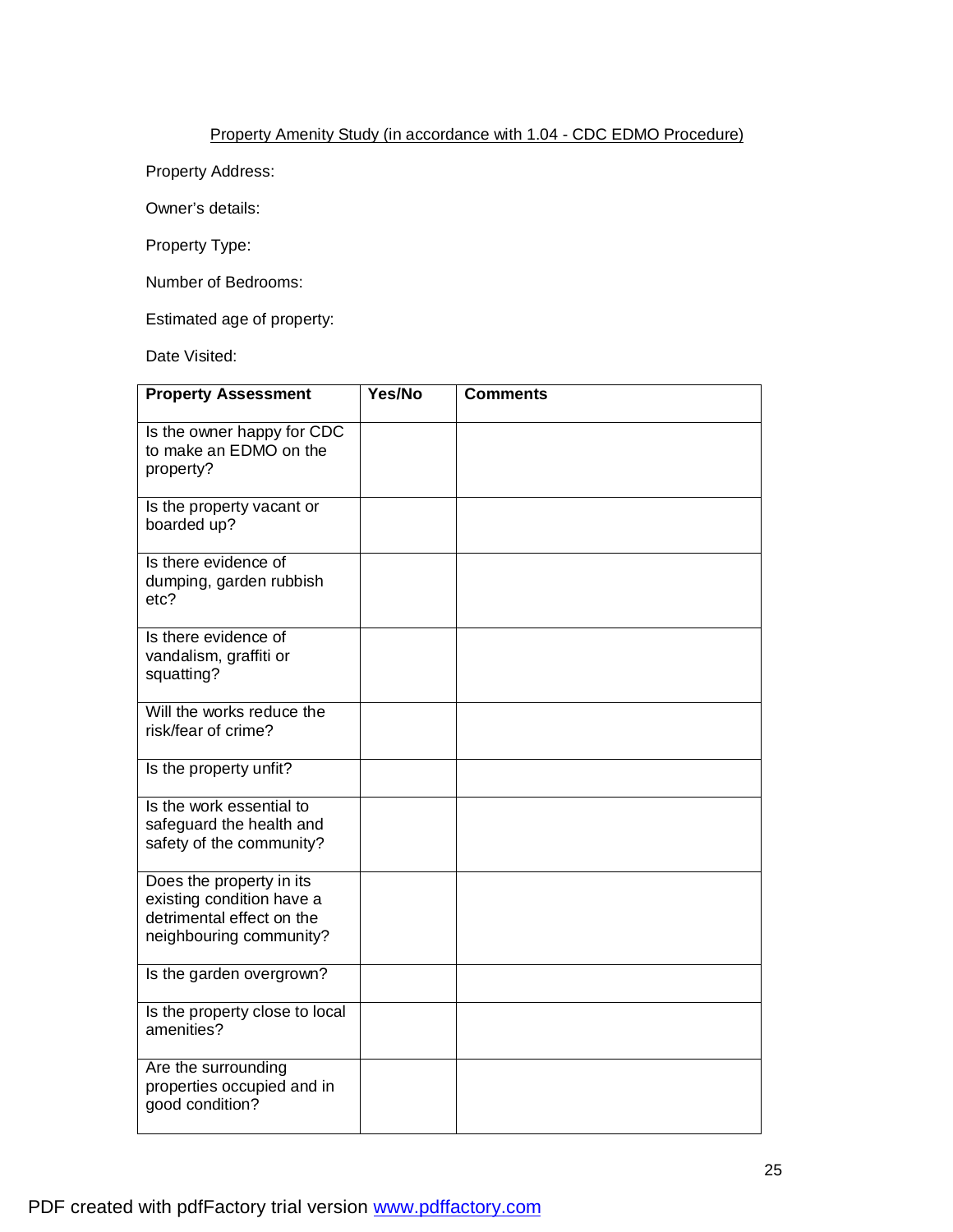Property Amenity Study (in accordance with 1.04 - CDC EDMO Procedure)

Property Address:

Owner's details:

Property Type:

Number of Bedrooms:

Estimated age of property:

Date Visited:

| Property Assessment | Yes/No | Comments |
|---|---|---|
| Is the owner happy for CDC to make an EDMO on the property? | | |
| Is the property vacant or boarded up? | | |
| Is there evidence of dumping, garden rubbish etc? | | |
| Is there evidence of vandalism, graffiti or squatting? | | |
| Will the works reduce the risk/fear of crime? | | |
| Is the property unfit? | | |
| Is the work essential to safeguard the health and safety of the community? | | |
| Does the property in its existing condition have a detrimental effect on the neighbouring community? | | |
| Is the garden overgrown? | | |
| Is the property close to local amenities? | | |
| Are the surrounding properties occupied and in good condition? | | |

PDF created with pdfFactory trial version www.pdffactory.com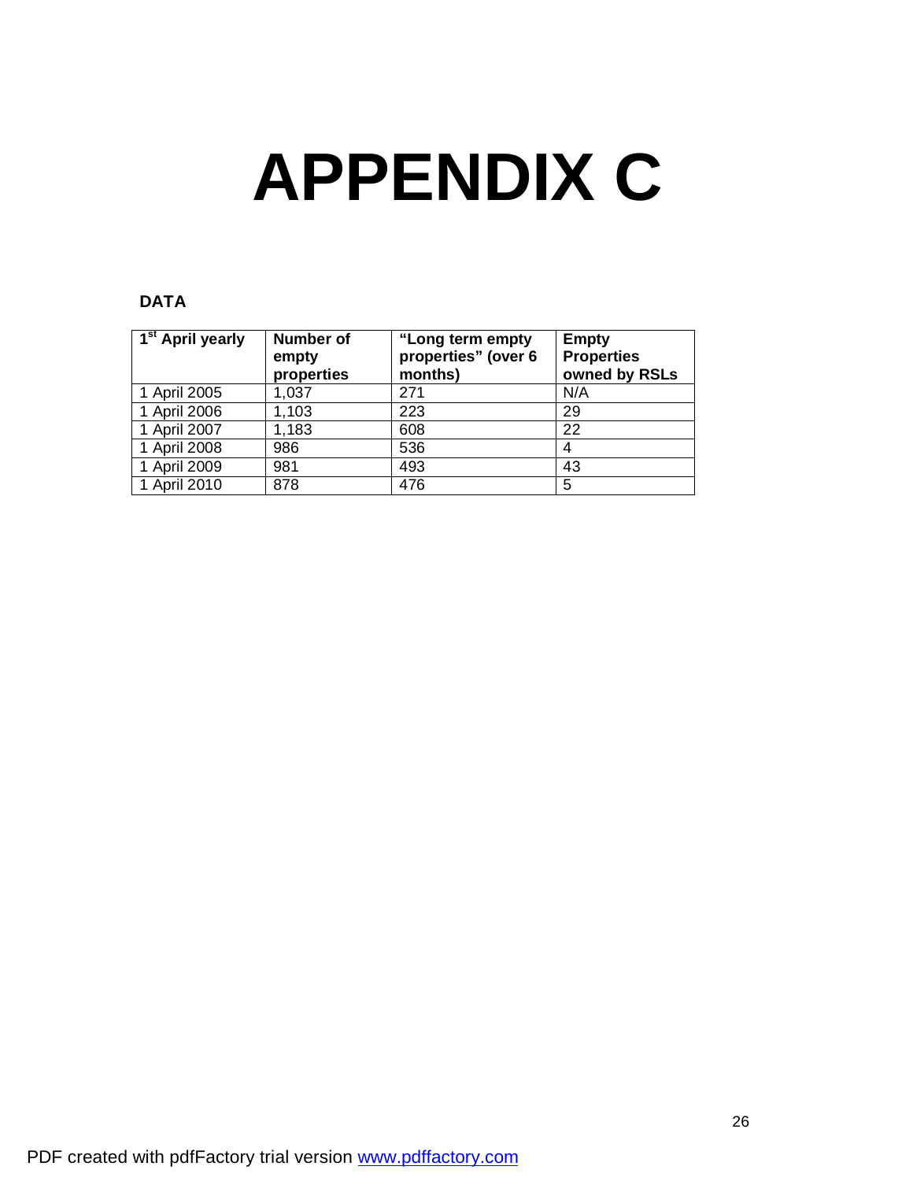# APPENDIX C

**DATA**

| 1st April yearly | Number of empty properties | "Long term empty properties" (over 6 months) | Empty Properties owned by RSLs |
|---|---|---|---|
| 1 April 2005 | 1,037 | 271 | N/A |
| 1 April 2006 | 1,103 | 223 | 29 |
| 1 April 2007 | 1,183 | 608 | 22 |
| 1 April 2008 | 986 | 536 | 4 |
| 1 April 2009 | 981 | 493 | 43 |
| 1 April 2010 | 878 | 476 | 5 |

PDF created with pdfFactory trial version www.pdffactory.com